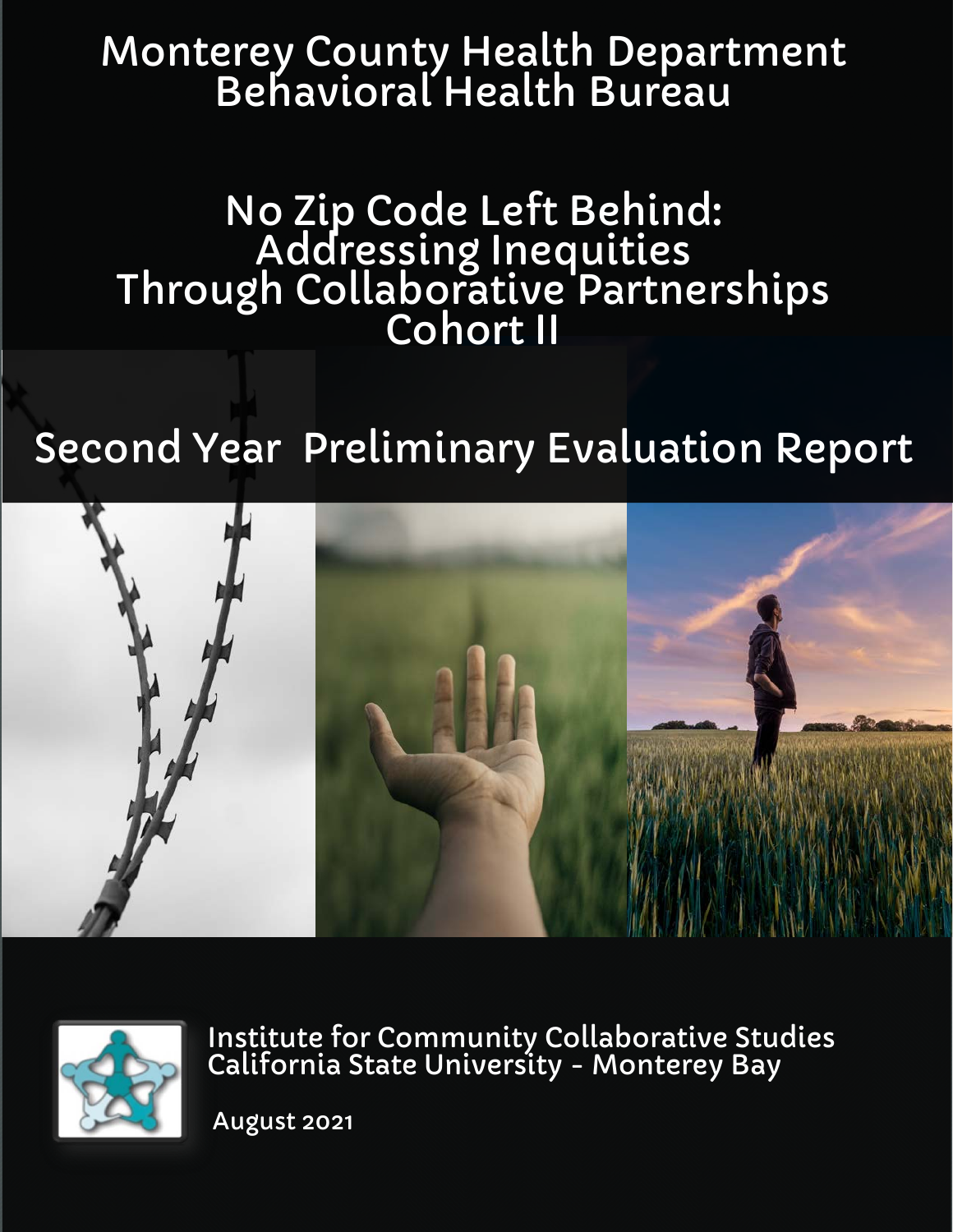# Monterey County Health Department
# Behavioral Health Bureau

## No Zip Code Left Behind:
## Addressing Inequities
## Through Collaborative Partnerships
## Cohort II

## Second Year Preliminary Evaluation Report

Institute for Community Collaborative Studies
California State University - Monterey Bay

August 2021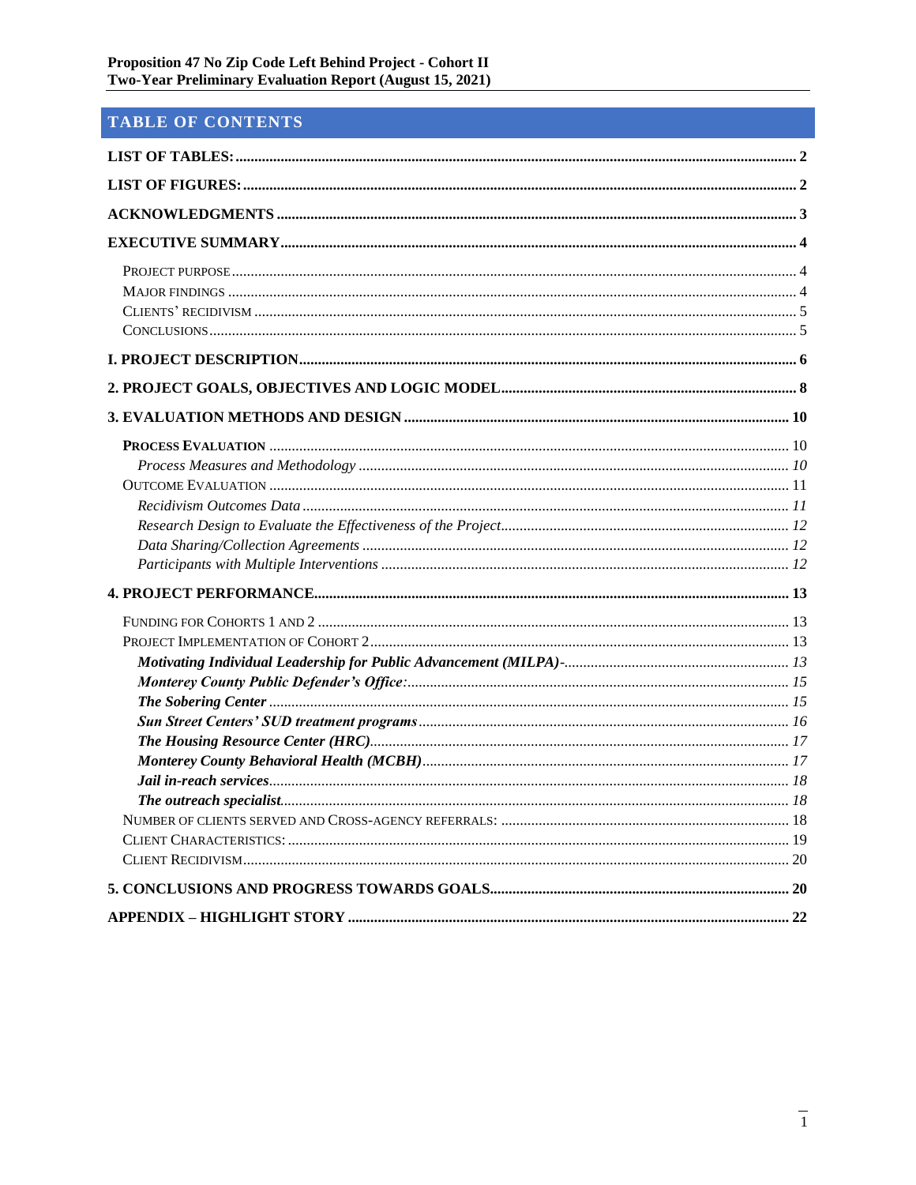# TABLE OF CONTENTS

**LIST OF TABLES:** .... 2

**LIST OF FIGURES:** .... 2

**ACKNOWLEDGMENTS** .... 3

**EXECUTIVE SUMMARY** .... 4

- PROJECT PURPOSE .... 4
- MAJOR FINDINGS .... 4
- CLIENTS' RECIDIVISM .... 5
- CONCLUSIONS .... 5

**I. PROJECT DESCRIPTION** .... 6

**2. PROJECT GOALS, OBJECTIVES AND LOGIC MODEL** .... 8

**3. EVALUATION METHODS AND DESIGN** .... 10

- **PROCESS EVALUATION** .... 10
  - *Process Measures and Methodology* .... 10
- OUTCOME EVALUATION .... 11
  - *Recidivism Outcomes Data* .... 11
  - *Research Design to Evaluate the Effectiveness of the Project* .... 12
  - *Data Sharing/Collection Agreements* .... 12
  - *Participants with Multiple Interventions* .... 12

**4. PROJECT PERFORMANCE** .... 13

- FUNDING FOR COHORTS 1 AND 2 .... 13
- PROJECT IMPLEMENTATION OF COHORT 2 .... 13
  - ***Motivating Individual Leadership for Public Advancement (MILPA)-*** .... 13
  - ***Monterey County Public Defender's Office:*** .... 15
  - ***The Sobering Center*** .... 15
  - ***Sun Street Centers' SUD treatment programs*** .... 16
  - ***The Housing Resource Center (HRC)*** .... 17
  - ***Monterey County Behavioral Health (MCBH)*** .... 17
  - ***Jail in-reach services*** .... 18
  - ***The outreach specialist*** .... 18
- NUMBER OF CLIENTS SERVED AND CROSS-AGENCY REFERRALS: .... 18
- CLIENT CHARACTERISTICS: .... 19
- CLIENT RECIDIVISM .... 20

**5. CONCLUSIONS AND PROGRESS TOWARDS GOALS** .... 20

**APPENDIX – HIGHLIGHT STORY** .... 22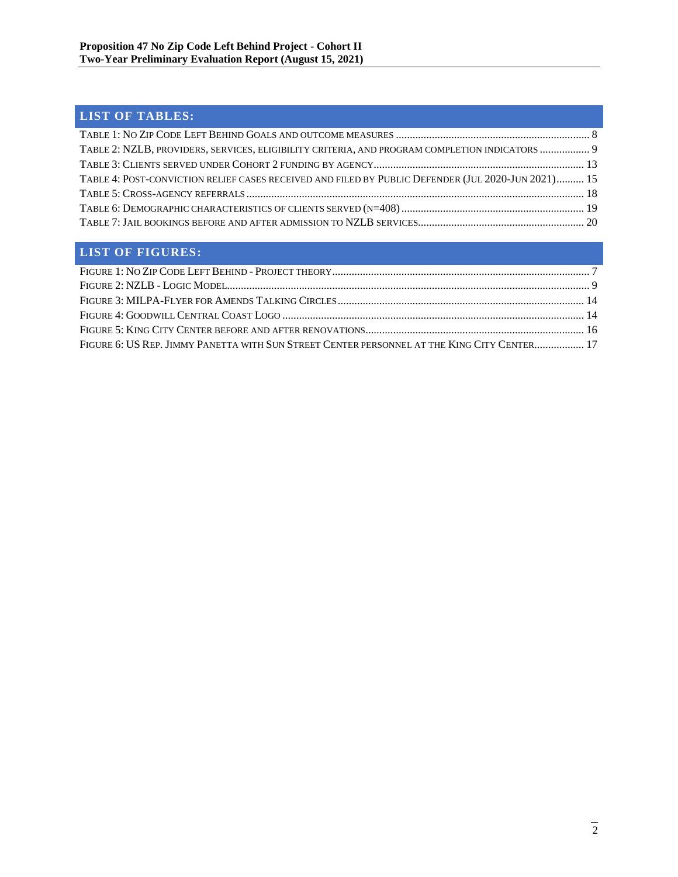## LIST OF TABLES:

Table 1: No Zip Code Left Behind Goals and outcome measures ..................................................................... 8
Table 2: NZLB, providers, services, eligibility criteria, and program completion indicators .................. 9
Table 3: Clients served under Cohort 2 funding by agency ........................................................................... 13
Table 4: Post-conviction relief cases received and filed by Public Defender (Jul 2020-Jun 2021).......... 15
Table 5: Cross-agency referrals ......................................................................................................................... 18
Table 6: Demographic characteristics of clients served (n=408) .................................................................. 19
Table 7: Jail bookings before and after admission to NZLB services........................................................... 20

## LIST OF FIGURES:

Figure 1: No Zip Code Left Behind - Project theory............................................................................................ 7
Figure 2: NZLB - Logic Model.................................................................................................................................. 9
Figure 3: MILPA-Flyer for Amends Talking Circles......................................................................................... 14
Figure 4: Goodwill Central Coast Logo ............................................................................................................. 14
Figure 5: King City Center before and after renovations............................................................................... 16
Figure 6: US Rep. Jimmy Panetta with Sun Street Center personnel at the King City Center.................. 17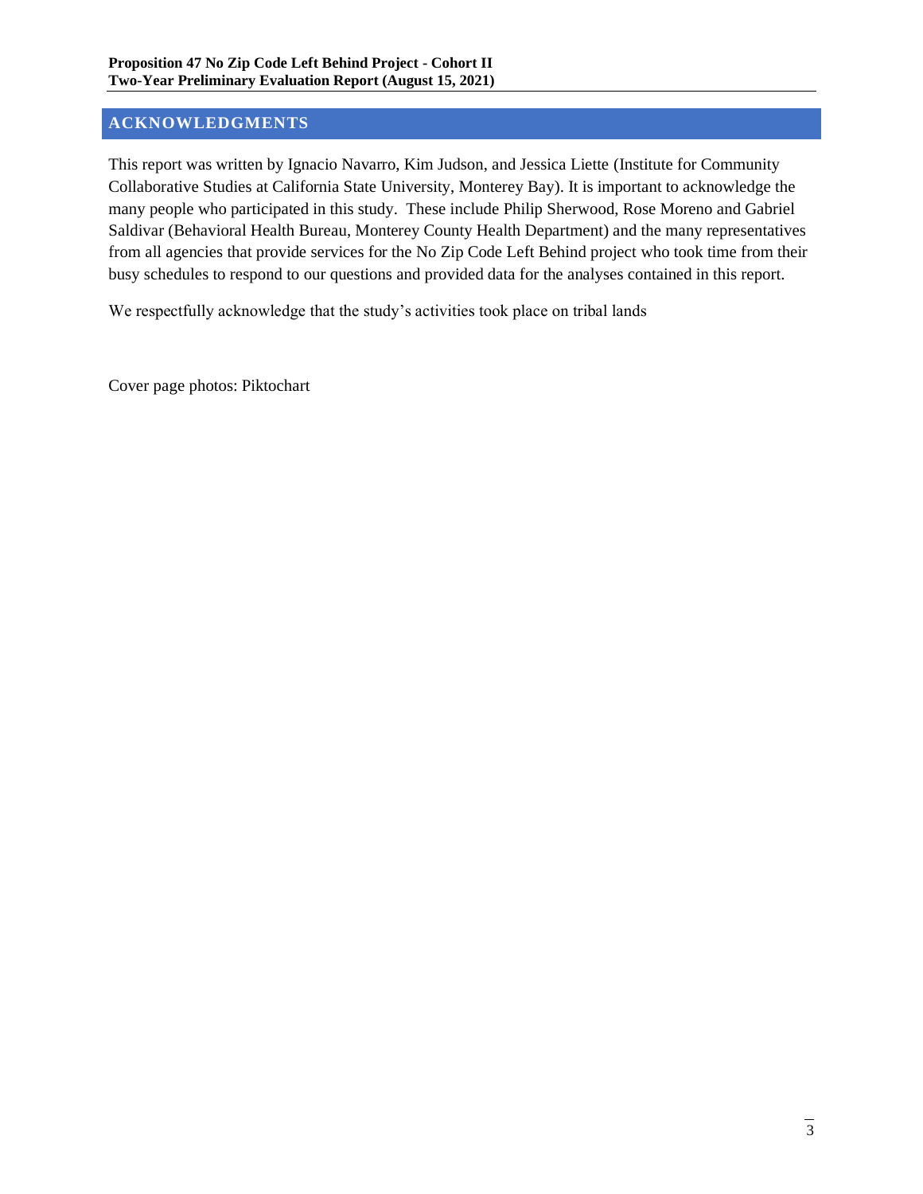## ACKNOWLEDGMENTS

This report was written by Ignacio Navarro, Kim Judson, and Jessica Liette (Institute for Community Collaborative Studies at California State University, Monterey Bay). It is important to acknowledge the many people who participated in this study. These include Philip Sherwood, Rose Moreno and Gabriel Saldivar (Behavioral Health Bureau, Monterey County Health Department) and the many representatives from all agencies that provide services for the No Zip Code Left Behind project who took time from their busy schedules to respond to our questions and provided data for the analyses contained in this report.

We respectfully acknowledge that the study's activities took place on tribal lands

Cover page photos: Piktochart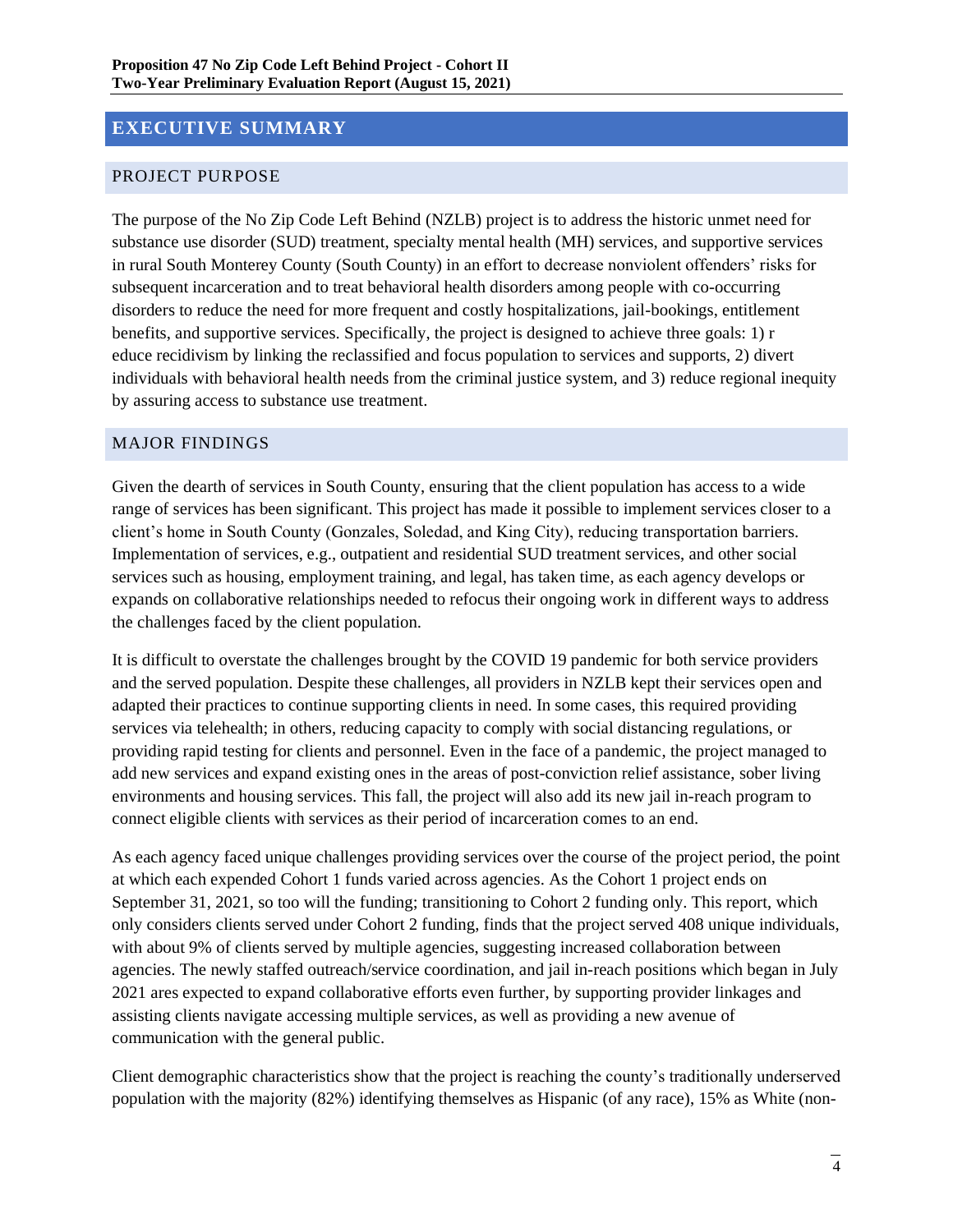## EXECUTIVE SUMMARY

### PROJECT PURPOSE

The purpose of the No Zip Code Left Behind (NZLB) project is to address the historic unmet need for substance use disorder (SUD) treatment, specialty mental health (MH) services, and supportive services in rural South Monterey County (South County) in an effort to decrease nonviolent offenders' risks for subsequent incarceration and to treat behavioral health disorders among people with co-occurring disorders to reduce the need for more frequent and costly hospitalizations, jail-bookings, entitlement benefits, and supportive services. Specifically, the project is designed to achieve three goals: 1) r educe recidivism by linking the reclassified and focus population to services and supports, 2) divert individuals with behavioral health needs from the criminal justice system, and 3) reduce regional inequity by assuring access to substance use treatment.

### MAJOR FINDINGS

Given the dearth of services in South County, ensuring that the client population has access to a wide range of services has been significant. This project has made it possible to implement services closer to a client's home in South County (Gonzales, Soledad, and King City), reducing transportation barriers. Implementation of services, e.g., outpatient and residential SUD treatment services, and other social services such as housing, employment training, and legal, has taken time, as each agency develops or expands on collaborative relationships needed to refocus their ongoing work in different ways to address the challenges faced by the client population.

It is difficult to overstate the challenges brought by the COVID 19 pandemic for both service providers and the served population. Despite these challenges, all providers in NZLB kept their services open and adapted their practices to continue supporting clients in need. In some cases, this required providing services via telehealth; in others, reducing capacity to comply with social distancing regulations, or providing rapid testing for clients and personnel. Even in the face of a pandemic, the project managed to add new services and expand existing ones in the areas of post-conviction relief assistance, sober living environments and housing services. This fall, the project will also add its new jail in-reach program to connect eligible clients with services as their period of incarceration comes to an end.

As each agency faced unique challenges providing services over the course of the project period, the point at which each expended Cohort 1 funds varied across agencies. As the Cohort 1 project ends on September 31, 2021, so too will the funding; transitioning to Cohort 2 funding only. This report, which only considers clients served under Cohort 2 funding, finds that the project served 408 unique individuals, with about 9% of clients served by multiple agencies, suggesting increased collaboration between agencies. The newly staffed outreach/service coordination, and jail in-reach positions which began in July 2021 ares expected to expand collaborative efforts even further, by supporting provider linkages and assisting clients navigate accessing multiple services, as well as providing a new avenue of communication with the general public.

Client demographic characteristics show that the project is reaching the county's traditionally underserved population with the majority (82%) identifying themselves as Hispanic (of any race), 15% as White (non-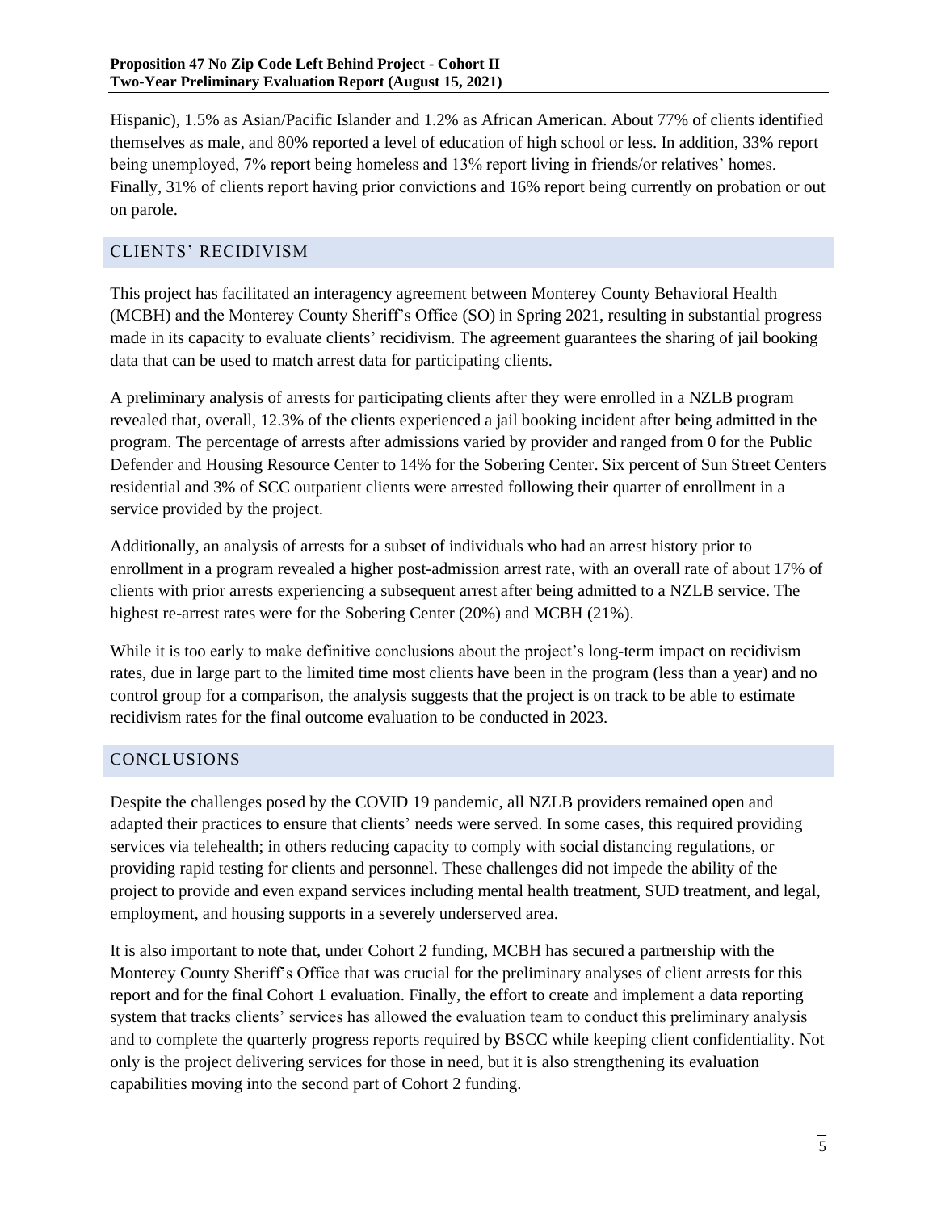Hispanic), 1.5% as Asian/Pacific Islander and 1.2% as African American. About 77% of clients identified themselves as male, and 80% reported a level of education of high school or less. In addition, 33% report being unemployed, 7% report being homeless and 13% report living in friends/or relatives' homes. Finally, 31% of clients report having prior convictions and 16% report being currently on probation or out on parole.

## CLIENTS' RECIDIVISM

This project has facilitated an interagency agreement between Monterey County Behavioral Health (MCBH) and the Monterey County Sheriff's Office (SO) in Spring 2021, resulting in substantial progress made in its capacity to evaluate clients' recidivism. The agreement guarantees the sharing of jail booking data that can be used to match arrest data for participating clients.

A preliminary analysis of arrests for participating clients after they were enrolled in a NZLB program revealed that, overall, 12.3% of the clients experienced a jail booking incident after being admitted in the program. The percentage of arrests after admissions varied by provider and ranged from 0 for the Public Defender and Housing Resource Center to 14% for the Sobering Center. Six percent of Sun Street Centers residential and 3% of SCC outpatient clients were arrested following their quarter of enrollment in a service provided by the project.

Additionally, an analysis of arrests for a subset of individuals who had an arrest history prior to enrollment in a program revealed a higher post-admission arrest rate, with an overall rate of about 17% of clients with prior arrests experiencing a subsequent arrest after being admitted to a NZLB service. The highest re-arrest rates were for the Sobering Center (20%) and MCBH (21%).

While it is too early to make definitive conclusions about the project's long-term impact on recidivism rates, due in large part to the limited time most clients have been in the program (less than a year) and no control group for a comparison, the analysis suggests that the project is on track to be able to estimate recidivism rates for the final outcome evaluation to be conducted in 2023.

## CONCLUSIONS

Despite the challenges posed by the COVID 19 pandemic, all NZLB providers remained open and adapted their practices to ensure that clients' needs were served. In some cases, this required providing services via telehealth; in others reducing capacity to comply with social distancing regulations, or providing rapid testing for clients and personnel. These challenges did not impede the ability of the project to provide and even expand services including mental health treatment, SUD treatment, and legal, employment, and housing supports in a severely underserved area.

It is also important to note that, under Cohort 2 funding, MCBH has secured a partnership with the Monterey County Sheriff's Office that was crucial for the preliminary analyses of client arrests for this report and for the final Cohort 1 evaluation. Finally, the effort to create and implement a data reporting system that tracks clients' services has allowed the evaluation team to conduct this preliminary analysis and to complete the quarterly progress reports required by BSCC while keeping client confidentiality. Not only is the project delivering services for those in need, but it is also strengthening its evaluation capabilities moving into the second part of Cohort 2 funding.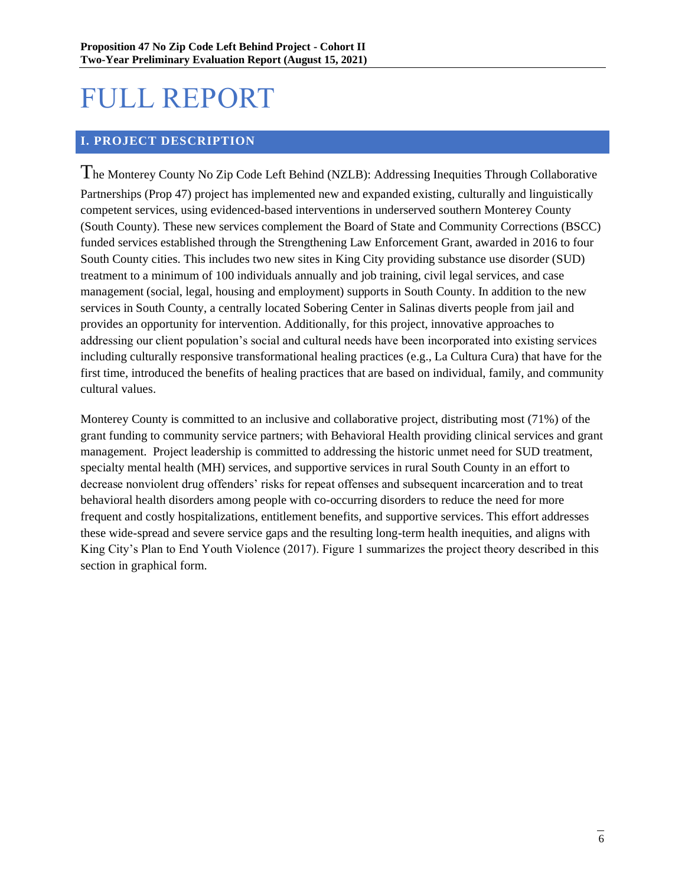# FULL REPORT

## I. PROJECT DESCRIPTION

The Monterey County No Zip Code Left Behind (NZLB): Addressing Inequities Through Collaborative Partnerships (Prop 47) project has implemented new and expanded existing, culturally and linguistically competent services, using evidenced-based interventions in underserved southern Monterey County (South County). These new services complement the Board of State and Community Corrections (BSCC) funded services established through the Strengthening Law Enforcement Grant, awarded in 2016 to four South County cities. This includes two new sites in King City providing substance use disorder (SUD) treatment to a minimum of 100 individuals annually and job training, civil legal services, and case management (social, legal, housing and employment) supports in South County. In addition to the new services in South County, a centrally located Sobering Center in Salinas diverts people from jail and provides an opportunity for intervention. Additionally, for this project, innovative approaches to addressing our client population's social and cultural needs have been incorporated into existing services including culturally responsive transformational healing practices (e.g., La Cultura Cura) that have for the first time, introduced the benefits of healing practices that are based on individual, family, and community cultural values.

Monterey County is committed to an inclusive and collaborative project, distributing most (71%) of the grant funding to community service partners; with Behavioral Health providing clinical services and grant management. Project leadership is committed to addressing the historic unmet need for SUD treatment, specialty mental health (MH) services, and supportive services in rural South County in an effort to decrease nonviolent drug offenders' risks for repeat offenses and subsequent incarceration and to treat behavioral health disorders among people with co-occurring disorders to reduce the need for more frequent and costly hospitalizations, entitlement benefits, and supportive services. This effort addresses these wide-spread and severe service gaps and the resulting long-term health inequities, and aligns with King City's Plan to End Youth Violence (2017). Figure 1 summarizes the project theory described in this section in graphical form.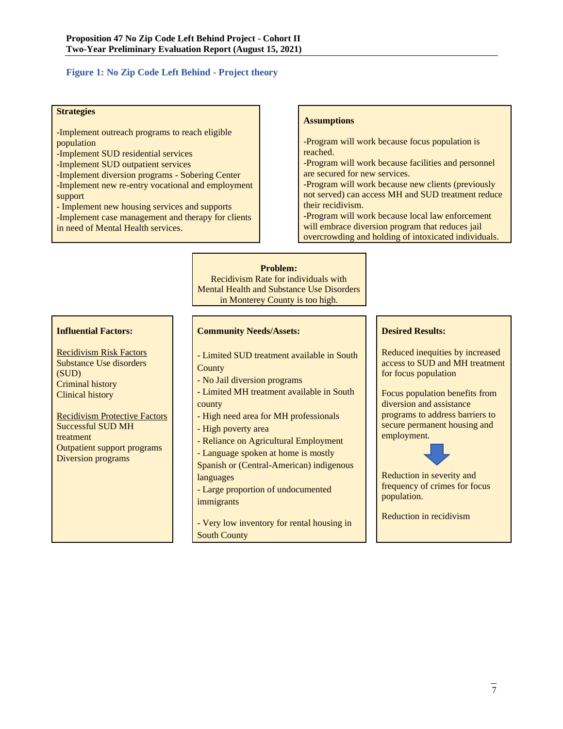**Figure 1: No Zip Code Left Behind - Project theory**

**Strategies**

-Implement outreach programs to reach eligible population
-Implement SUD residential services
-Implement SUD outpatient services
-Implement diversion programs - Sobering Center
-Implement new re-entry vocational and employment support
- Implement new housing services and supports
-Implement case management and therapy for clients in need of Mental Health services.

**Assumptions**

-Program will work because focus population is reached.
-Program will work because facilities and personnel are secured for new services.
-Program will work because new clients (previously not served) can access MH and SUD treatment reduce their recidivism.
-Program will work because local law enforcement will embrace diversion program that reduces jail overcrowding and holding of intoxicated individuals.

**Problem:**
Recidivism Rate for individuals with Mental Health and Substance Use Disorders in Monterey County is too high.

**Influential Factors:**

Recidivism Risk Factors
Substance Use disorders (SUD)
Criminal history
Clinical history

Recidivism Protective Factors
Successful SUD MH treatment
Outpatient support programs
Diversion programs

**Community Needs/Assets:**

- Limited SUD treatment available in South County
- No Jail diversion programs
- Limited MH treatment available in South county
- High need area for MH professionals
- High poverty area
- Reliance on Agricultural Employment
- Language spoken at home is mostly Spanish or (Central-American) indigenous languages
- Large proportion of undocumented immigrants
- Very low inventory for rental housing in South County

**Desired Results:**

Reduced inequities by increased access to SUD and MH treatment for focus population

Focus population benefits from diversion and assistance programs to address barriers to secure permanent housing and employment.

Reduction in severity and frequency of crimes for focus population.

Reduction in recidivism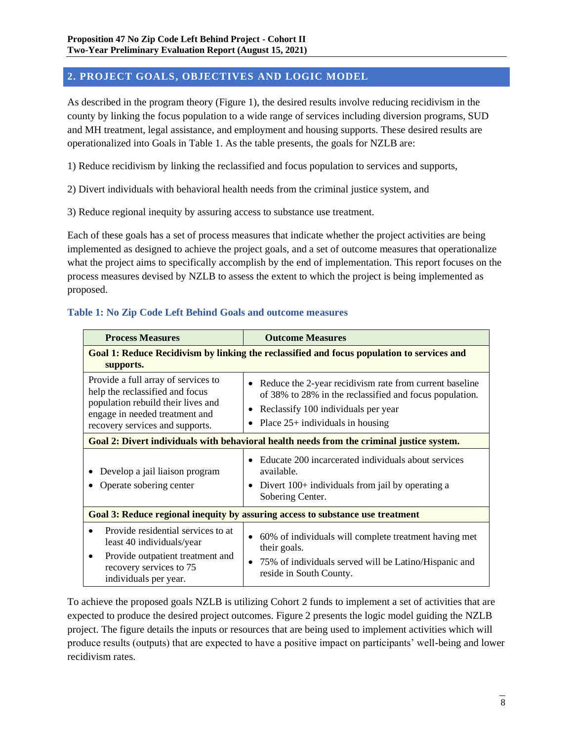## 2. PROJECT GOALS, OBJECTIVES AND LOGIC MODEL

As described in the program theory (Figure 1), the desired results involve reducing recidivism in the county by linking the focus population to a wide range of services including diversion programs, SUD and MH treatment, legal assistance, and employment and housing supports. These desired results are operationalized into Goals in Table 1. As the table presents, the goals for NZLB are:

1) Reduce recidivism by linking the reclassified and focus population to services and supports,

2) Divert individuals with behavioral health needs from the criminal justice system, and

3) Reduce regional inequity by assuring access to substance use treatment.

Each of these goals has a set of process measures that indicate whether the project activities are being implemented as designed to achieve the project goals, and a set of outcome measures that operationalize what the project aims to specifically accomplish by the end of implementation. This report focuses on the process measures devised by NZLB to assess the extent to which the project is being implemented as proposed.

**Table 1: No Zip Code Left Behind Goals and outcome measures**

| Process Measures | Outcome Measures |
|---|---|
| **Goal 1: Reduce Recidivism by linking the reclassified and focus population to services and supports.** | |
| Provide a full array of services to help the reclassified and focus population rebuild their lives and engage in needed treatment and recovery services and supports. | • Reduce the 2-year recidivism rate from current baseline of 38% to 28% in the reclassified and focus population.<br>• Reclassify 100 individuals per year<br>• Place 25+ individuals in housing |
| **Goal 2: Divert individuals with behavioral health needs from the criminal justice system.** | |
| • Develop a jail liaison program<br>• Operate sobering center | • Educate 200 incarcerated individuals about services available.<br>• Divert 100+ individuals from jail by operating a Sobering Center. |
| **Goal 3: Reduce regional inequity by assuring access to substance use treatment** | |
| • Provide residential services to at least 40 individuals/year<br>• Provide outpatient treatment and recovery services to 75 individuals per year. | • 60% of individuals will complete treatment having met their goals.<br>• 75% of individuals served will be Latino/Hispanic and reside in South County. |

To achieve the proposed goals NZLB is utilizing Cohort 2 funds to implement a set of activities that are expected to produce the desired project outcomes. Figure 2 presents the logic model guiding the NZLB project. The figure details the inputs or resources that are being used to implement activities which will produce results (outputs) that are expected to have a positive impact on participants' well-being and lower recidivism rates.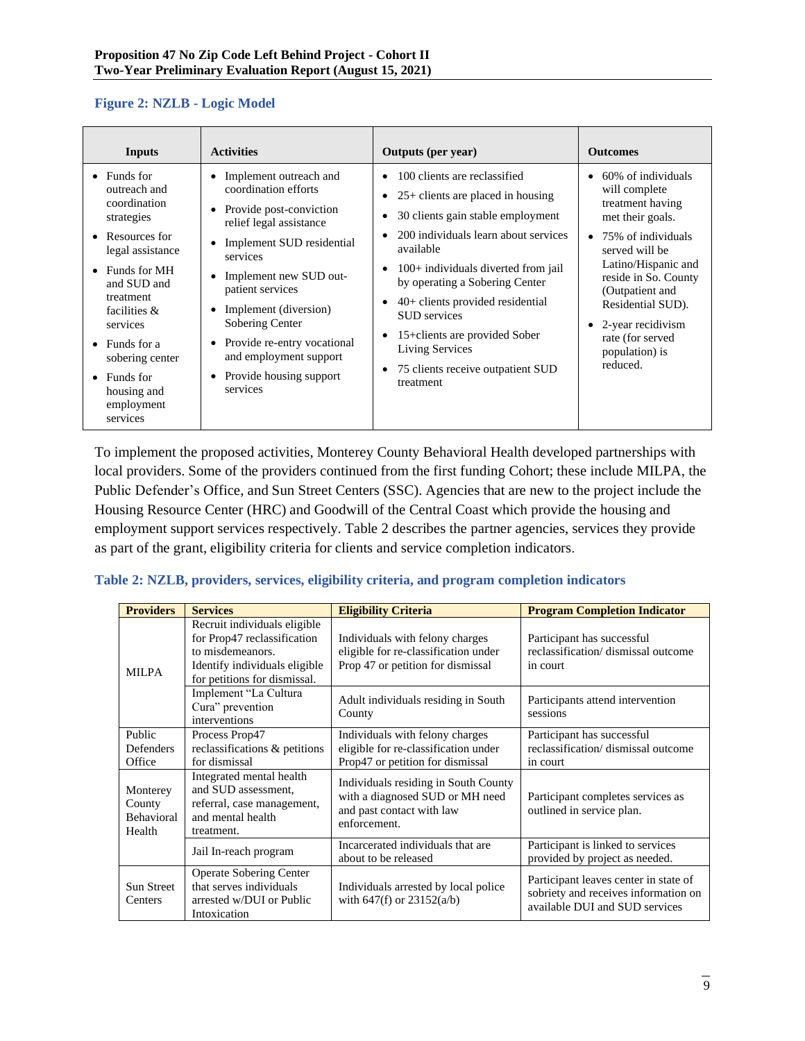**Figure 2: NZLB - Logic Model**

| Inputs | Activities | Outputs (per year) | Outcomes |
|---|---|---|---|
| • Funds for outreach and coordination strategies<br>• Resources for legal assistance<br>• Funds for MH and SUD and treatment facilities & services<br>• Funds for a sobering center<br>• Funds for housing and employment services | • Implement outreach and coordination efforts<br>• Provide post-conviction relief legal assistance<br>• Implement SUD residential services<br>• Implement new SUD out-patient services<br>• Implement (diversion) Sobering Center<br>• Provide re-entry vocational and employment support<br>• Provide housing support services | • 100 clients are reclassified<br>• 25+ clients are placed in housing<br>• 30 clients gain stable employment<br>• 200 individuals learn about services available<br>• 100+ individuals diverted from jail by operating a Sobering Center<br>• 40+ clients provided residential SUD services<br>• 15+clients are provided Sober Living Services<br>• 75 clients receive outpatient SUD treatment | • 60% of individuals will complete treatment having met their goals.<br>• 75% of individuals served will be Latino/Hispanic and reside in So. County (Outpatient and Residential SUD).<br>• 2-year recidivism rate (for served population) is reduced. |

To implement the proposed activities, Monterey County Behavioral Health developed partnerships with local providers. Some of the providers continued from the first funding Cohort; these include MILPA, the Public Defender's Office, and Sun Street Centers (SSC). Agencies that are new to the project include the Housing Resource Center (HRC) and Goodwill of the Central Coast which provide the housing and employment support services respectively. Table 2 describes the partner agencies, services they provide as part of the grant, eligibility criteria for clients and service completion indicators.

**Table 2: NZLB, providers, services, eligibility criteria, and program completion indicators**

| Providers | Services | Eligibility Criteria | Program Completion Indicator |
|---|---|---|---|
| MILPA | Recruit individuals eligible for Prop47 reclassification to misdemeanors. Identify individuals eligible for petitions for dismissal. | Individuals with felony charges eligible for re-classification under Prop 47 or petition for dismissal | Participant has successful reclassification/ dismissal outcome in court |
| | Implement "La Cultura Cura" prevention interventions | Adult individuals residing in South County | Participants attend intervention sessions |
| Public Defenders Office | Process Prop47 reclassifications & petitions for dismissal | Individuals with felony charges eligible for re-classification under Prop47 or petition for dismissal | Participant has successful reclassification/ dismissal outcome in court |
| Monterey County Behavioral Health | Integrated mental health and SUD assessment, referral, case management, and mental health treatment. | Individuals residing in South County with a diagnosed SUD or MH need and past contact with law enforcement. | Participant completes services as outlined in service plan. |
| | Jail In-reach program | Incarcerated individuals that are about to be released | Participant is linked to services provided by project as needed. |
| Sun Street Centers | Operate Sobering Center that serves individuals arrested w/DUI or Public Intoxication | Individuals arrested by local police with 647(f) or 23152(a/b) | Participant leaves center in state of sobriety and receives information on available DUI and SUD services |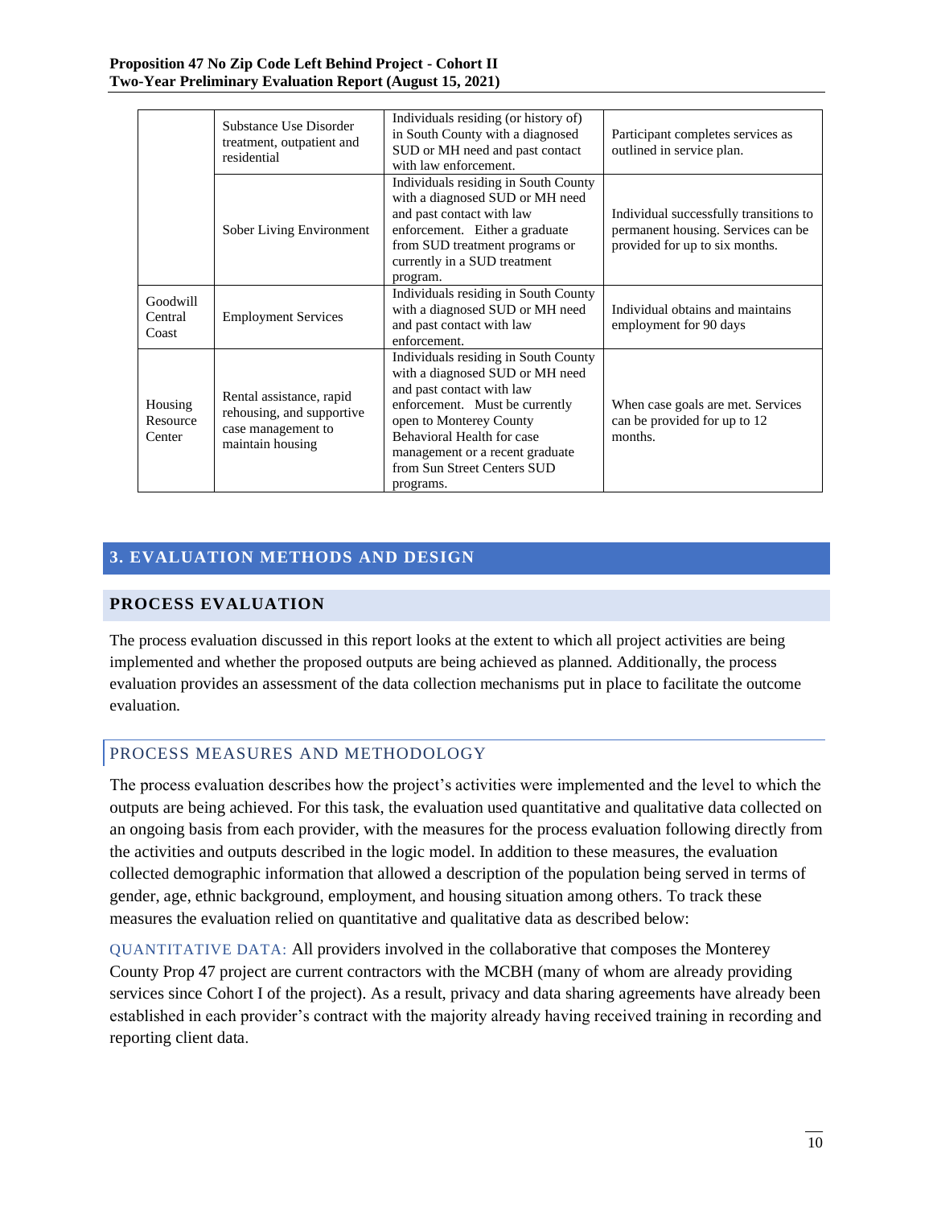| | | | |
|---|---|---|---|
| | Substance Use Disorder treatment, outpatient and residential | Individuals residing (or history of) in South County with a diagnosed SUD or MH need and past contact with law enforcement. | Participant completes services as outlined in service plan. |
| | Sober Living Environment | Individuals residing in South County with a diagnosed SUD or MH need and past contact with law enforcement. Either a graduate from SUD treatment programs or currently in a SUD treatment program. | Individual successfully transitions to permanent housing. Services can be provided for up to six months. |
| Goodwill Central Coast | Employment Services | Individuals residing in South County with a diagnosed SUD or MH need and past contact with law enforcement. | Individual obtains and maintains employment for 90 days |
| Housing Resource Center | Rental assistance, rapid rehousing, and supportive case management to maintain housing | Individuals residing in South County with a diagnosed SUD or MH need and past contact with law enforcement. Must be currently open to Monterey County Behavioral Health for case management or a recent graduate from Sun Street Centers SUD programs. | When case goals are met. Services can be provided for up to 12 months. |

# 3. EVALUATION METHODS AND DESIGN

## PROCESS EVALUATION

The process evaluation discussed in this report looks at the extent to which all project activities are being implemented and whether the proposed outputs are being achieved as planned. Additionally, the process evaluation provides an assessment of the data collection mechanisms put in place to facilitate the outcome evaluation.

### PROCESS MEASURES AND METHODOLOGY

The process evaluation describes how the project's activities were implemented and the level to which the outputs are being achieved. For this task, the evaluation used quantitative and qualitative data collected on an ongoing basis from each provider, with the measures for the process evaluation following directly from the activities and outputs described in the logic model. In addition to these measures, the evaluation collected demographic information that allowed a description of the population being served in terms of gender, age, ethnic background, employment, and housing situation among others. To track these measures the evaluation relied on quantitative and qualitative data as described below:

QUANTITATIVE DATA: All providers involved in the collaborative that composes the Monterey County Prop 47 project are current contractors with the MCBH (many of whom are already providing services since Cohort I of the project). As a result, privacy and data sharing agreements have already been established in each provider's contract with the majority already having received training in recording and reporting client data.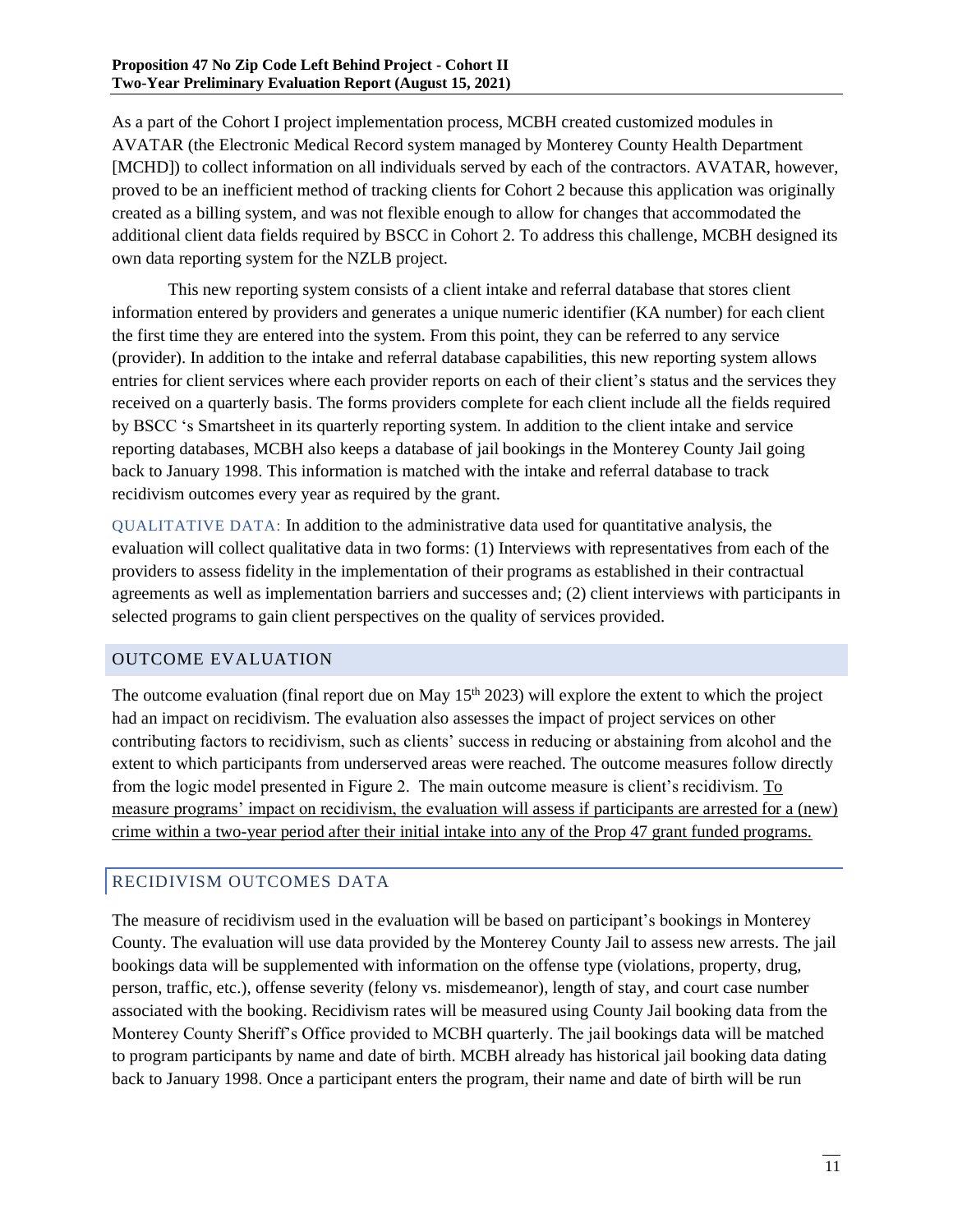As a part of the Cohort I project implementation process, MCBH created customized modules in AVATAR (the Electronic Medical Record system managed by Monterey County Health Department [MCHD]) to collect information on all individuals served by each of the contractors. AVATAR, however, proved to be an inefficient method of tracking clients for Cohort 2 because this application was originally created as a billing system, and was not flexible enough to allow for changes that accommodated the additional client data fields required by BSCC in Cohort 2. To address this challenge, MCBH designed its own data reporting system for the NZLB project.

This new reporting system consists of a client intake and referral database that stores client information entered by providers and generates a unique numeric identifier (KA number) for each client the first time they are entered into the system. From this point, they can be referred to any service (provider). In addition to the intake and referral database capabilities, this new reporting system allows entries for client services where each provider reports on each of their client's status and the services they received on a quarterly basis. The forms providers complete for each client include all the fields required by BSCC 's Smartsheet in its quarterly reporting system. In addition to the client intake and service reporting databases, MCBH also keeps a database of jail bookings in the Monterey County Jail going back to January 1998. This information is matched with the intake and referral database to track recidivism outcomes every year as required by the grant.

QUALITATIVE DATA: In addition to the administrative data used for quantitative analysis, the evaluation will collect qualitative data in two forms: (1) Interviews with representatives from each of the providers to assess fidelity in the implementation of their programs as established in their contractual agreements as well as implementation barriers and successes and; (2) client interviews with participants in selected programs to gain client perspectives on the quality of services provided.

## OUTCOME EVALUATION

The outcome evaluation (final report due on May 15th 2023) will explore the extent to which the project had an impact on recidivism. The evaluation also assesses the impact of project services on other contributing factors to recidivism, such as clients' success in reducing or abstaining from alcohol and the extent to which participants from underserved areas were reached. The outcome measures follow directly from the logic model presented in Figure 2. The main outcome measure is client's recidivism. To measure programs' impact on recidivism, the evaluation will assess if participants are arrested for a (new) crime within a two-year period after their initial intake into any of the Prop 47 grant funded programs.

## RECIDIVISM OUTCOMES DATA

The measure of recidivism used in the evaluation will be based on participant's bookings in Monterey County. The evaluation will use data provided by the Monterey County Jail to assess new arrests. The jail bookings data will be supplemented with information on the offense type (violations, property, drug, person, traffic, etc.), offense severity (felony vs. misdemeanor), length of stay, and court case number associated with the booking. Recidivism rates will be measured using County Jail booking data from the Monterey County Sheriff's Office provided to MCBH quarterly. The jail bookings data will be matched to program participants by name and date of birth. MCBH already has historical jail booking data dating back to January 1998. Once a participant enters the program, their name and date of birth will be run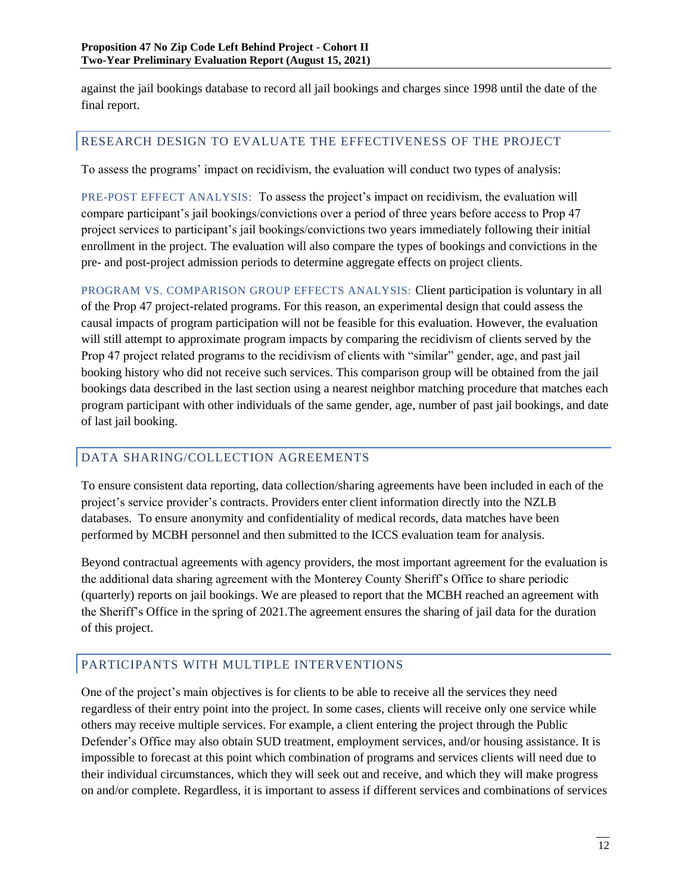against the jail bookings database to record all jail bookings and charges since 1998 until the date of the final report.

## RESEARCH DESIGN TO EVALUATE THE EFFECTIVENESS OF THE PROJECT

To assess the programs' impact on recidivism, the evaluation will conduct two types of analysis:

PRE-POST EFFECT ANALYSIS: To assess the project's impact on recidivism, the evaluation will compare participant's jail bookings/convictions over a period of three years before access to Prop 47 project services to participant's jail bookings/convictions two years immediately following their initial enrollment in the project. The evaluation will also compare the types of bookings and convictions in the pre- and post-project admission periods to determine aggregate effects on project clients.

PROGRAM VS. COMPARISON GROUP EFFECTS ANALYSIS: Client participation is voluntary in all of the Prop 47 project-related programs. For this reason, an experimental design that could assess the causal impacts of program participation will not be feasible for this evaluation. However, the evaluation will still attempt to approximate program impacts by comparing the recidivism of clients served by the Prop 47 project related programs to the recidivism of clients with "similar" gender, age, and past jail booking history who did not receive such services. This comparison group will be obtained from the jail bookings data described in the last section using a nearest neighbor matching procedure that matches each program participant with other individuals of the same gender, age, number of past jail bookings, and date of last jail booking.

## DATA SHARING/COLLECTION AGREEMENTS

To ensure consistent data reporting, data collection/sharing agreements have been included in each of the project's service provider's contracts. Providers enter client information directly into the NZLB databases. To ensure anonymity and confidentiality of medical records, data matches have been performed by MCBH personnel and then submitted to the ICCS evaluation team for analysis.

Beyond contractual agreements with agency providers, the most important agreement for the evaluation is the additional data sharing agreement with the Monterey County Sheriff's Office to share periodic (quarterly) reports on jail bookings. We are pleased to report that the MCBH reached an agreement with the Sheriff's Office in the spring of 2021.The agreement ensures the sharing of jail data for the duration of this project.

## PARTICIPANTS WITH MULTIPLE INTERVENTIONS

One of the project's main objectives is for clients to be able to receive all the services they need regardless of their entry point into the project. In some cases, clients will receive only one service while others may receive multiple services. For example, a client entering the project through the Public Defender's Office may also obtain SUD treatment, employment services, and/or housing assistance. It is impossible to forecast at this point which combination of programs and services clients will need due to their individual circumstances, which they will seek out and receive, and which they will make progress on and/or complete. Regardless, it is important to assess if different services and combinations of services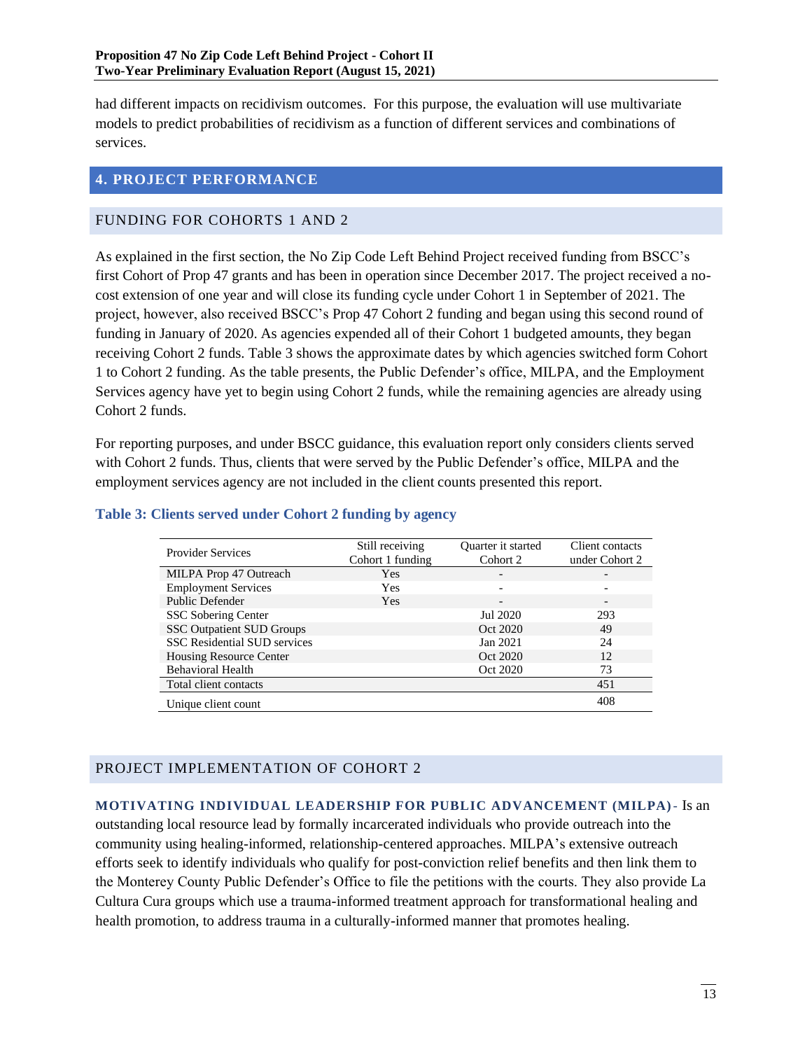had different impacts on recidivism outcomes. For this purpose, the evaluation will use multivariate models to predict probabilities of recidivism as a function of different services and combinations of services.

## 4. PROJECT PERFORMANCE

### FUNDING FOR COHORTS 1 AND 2

As explained in the first section, the No Zip Code Left Behind Project received funding from BSCC's first Cohort of Prop 47 grants and has been in operation since December 2017. The project received a no-cost extension of one year and will close its funding cycle under Cohort 1 in September of 2021. The project, however, also received BSCC's Prop 47 Cohort 2 funding and began using this second round of funding in January of 2020. As agencies expended all of their Cohort 1 budgeted amounts, they began receiving Cohort 2 funds. Table 3 shows the approximate dates by which agencies switched form Cohort 1 to Cohort 2 funding. As the table presents, the Public Defender's office, MILPA, and the Employment Services agency have yet to begin using Cohort 2 funds, while the remaining agencies are already using Cohort 2 funds.

For reporting purposes, and under BSCC guidance, this evaluation report only considers clients served with Cohort 2 funds. Thus, clients that were served by the Public Defender's office, MILPA and the employment services agency are not included in the client counts presented this report.

**Table 3: Clients served under Cohort 2 funding by agency**

| Provider Services | Still receiving Cohort 1 funding | Quarter it started Cohort 2 | Client contacts under Cohort 2 |
|---|---|---|---|
| MILPA Prop 47 Outreach | Yes | - | - |
| Employment Services | Yes | - | - |
| Public Defender | Yes | - | - |
| SSC Sobering Center | | Jul 2020 | 293 |
| SSC Outpatient SUD Groups | | Oct 2020 | 49 |
| SSC Residential SUD services | | Jan 2021 | 24 |
| Housing Resource Center | | Oct 2020 | 12 |
| Behavioral Health | | Oct 2020 | 73 |
| Total client contacts | | | 451 |
| Unique client count | | | 408 |

### PROJECT IMPLEMENTATION OF COHORT 2

**MOTIVATING INDIVIDUAL LEADERSHIP FOR PUBLIC ADVANCEMENT (MILPA)**- Is an outstanding local resource lead by formally incarcerated individuals who provide outreach into the community using healing-informed, relationship-centered approaches. MILPA's extensive outreach efforts seek to identify individuals who qualify for post-conviction relief benefits and then link them to the Monterey County Public Defender's Office to file the petitions with the courts. They also provide La Cultura Cura groups which use a trauma-informed treatment approach for transformational healing and health promotion, to address trauma in a culturally-informed manner that promotes healing.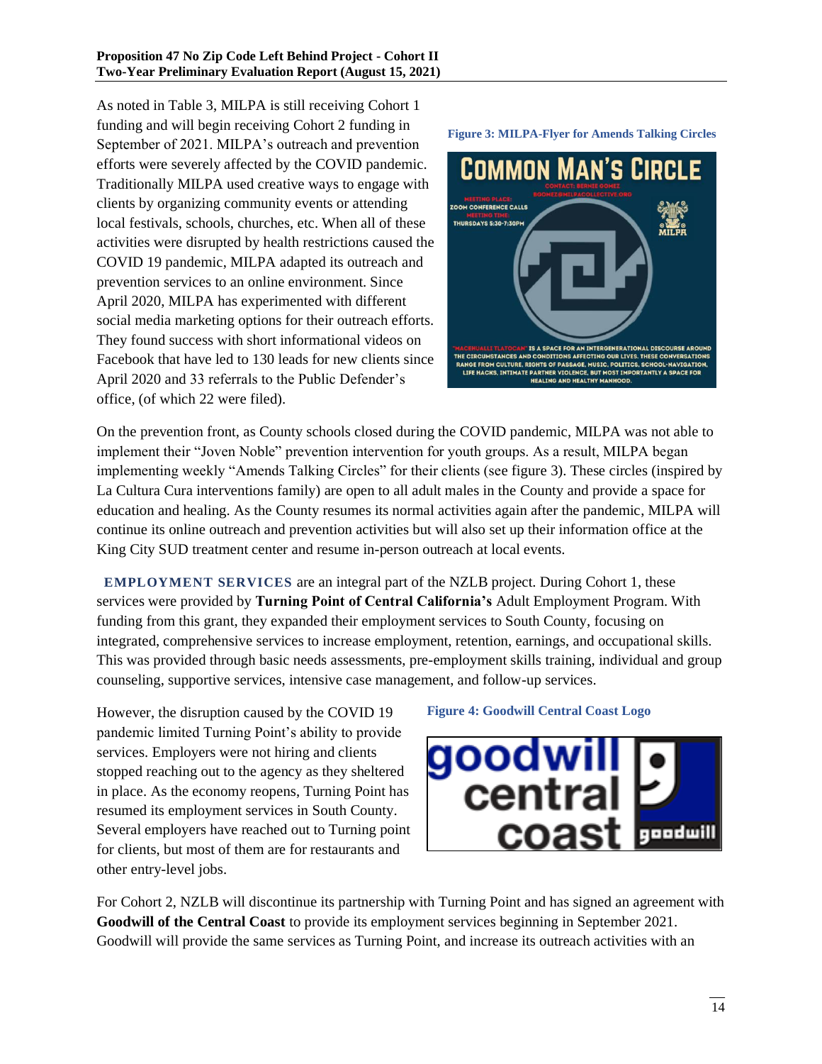As noted in Table 3, MILPA is still receiving Cohort 1 funding and will begin receiving Cohort 2 funding in September of 2021. MILPA's outreach and prevention efforts were severely affected by the COVID pandemic. Traditionally MILPA used creative ways to engage with clients by organizing community events or attending local festivals, schools, churches, etc. When all of these activities were disrupted by health restrictions caused the COVID 19 pandemic, MILPA adapted its outreach and prevention services to an online environment. Since April 2020, MILPA has experimented with different social media marketing options for their outreach efforts. They found success with short informational videos on Facebook that have led to 130 leads for new clients since April 2020 and 33 referrals to the Public Defender's office, (of which 22 were filed).

**Figure 3: MILPA-Flyer for Amends Talking Circles**

On the prevention front, as County schools closed during the COVID pandemic, MILPA was not able to implement their "Joven Noble" prevention intervention for youth groups. As a result, MILPA began implementing weekly "Amends Talking Circles" for their clients (see figure 3). These circles (inspired by La Cultura Cura interventions family) are open to all adult males in the County and provide a space for education and healing. As the County resumes its normal activities again after the pandemic, MILPA will continue its online outreach and prevention activities but will also set up their information office at the King City SUD treatment center and resume in-person outreach at local events.

**EMPLOYMENT SERVICES** are an integral part of the NZLB project. During Cohort 1, these services were provided by **Turning Point of Central California's** Adult Employment Program. With funding from this grant, they expanded their employment services to South County, focusing on integrated, comprehensive services to increase employment, retention, earnings, and occupational skills. This was provided through basic needs assessments, pre-employment skills training, individual and group counseling, supportive services, intensive case management, and follow-up services.

However, the disruption caused by the COVID 19 pandemic limited Turning Point's ability to provide services. Employers were not hiring and clients stopped reaching out to the agency as they sheltered in place. As the economy reopens, Turning Point has resumed its employment services in South County. Several employers have reached out to Turning point for clients, but most of them are for restaurants and other entry-level jobs.

**Figure 4: Goodwill Central Coast Logo**

For Cohort 2, NZLB will discontinue its partnership with Turning Point and has signed an agreement with **Goodwill of the Central Coast** to provide its employment services beginning in September 2021. Goodwill will provide the same services as Turning Point, and increase its outreach activities with an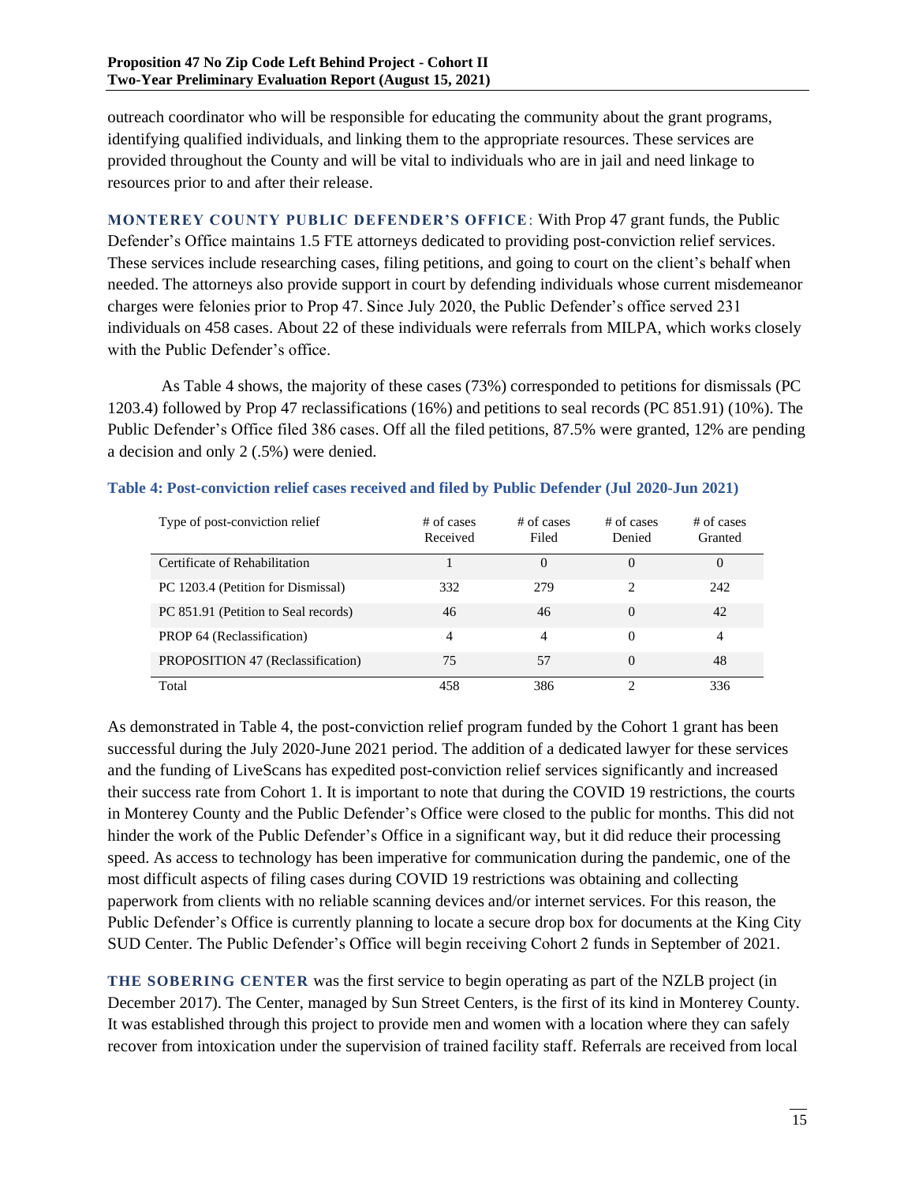outreach coordinator who will be responsible for educating the community about the grant programs, identifying qualified individuals, and linking them to the appropriate resources. These services are provided throughout the County and will be vital to individuals who are in jail and need linkage to resources prior to and after their release.

**MONTEREY COUNTY PUBLIC DEFENDER'S OFFICE**: With Prop 47 grant funds, the Public Defender's Office maintains 1.5 FTE attorneys dedicated to providing post-conviction relief services. These services include researching cases, filing petitions, and going to court on the client's behalf when needed. The attorneys also provide support in court by defending individuals whose current misdemeanor charges were felonies prior to Prop 47. Since July 2020, the Public Defender's office served 231 individuals on 458 cases. About 22 of these individuals were referrals from MILPA, which works closely with the Public Defender's office.

As Table 4 shows, the majority of these cases (73%) corresponded to petitions for dismissals (PC 1203.4) followed by Prop 47 reclassifications (16%) and petitions to seal records (PC 851.91) (10%). The Public Defender's Office filed 386 cases. Off all the filed petitions, 87.5% were granted, 12% are pending a decision and only 2 (.5%) were denied.

**Table 4: Post-conviction relief cases received and filed by Public Defender (Jul 2020-Jun 2021)**

| Type of post-conviction relief | # of cases Received | # of cases Filed | # of cases Denied | # of cases Granted |
|---|---|---|---|---|
| Certificate of Rehabilitation | 1 | 0 | 0 | 0 |
| PC 1203.4 (Petition for Dismissal) | 332 | 279 | 2 | 242 |
| PC 851.91 (Petition to Seal records) | 46 | 46 | 0 | 42 |
| PROP 64 (Reclassification) | 4 | 4 | 0 | 4 |
| PROPOSITION 47 (Reclassification) | 75 | 57 | 0 | 48 |
| Total | 458 | 386 | 2 | 336 |

As demonstrated in Table 4, the post-conviction relief program funded by the Cohort 1 grant has been successful during the July 2020-June 2021 period. The addition of a dedicated lawyer for these services and the funding of LiveScans has expedited post-conviction relief services significantly and increased their success rate from Cohort 1. It is important to note that during the COVID 19 restrictions, the courts in Monterey County and the Public Defender's Office were closed to the public for months. This did not hinder the work of the Public Defender's Office in a significant way, but it did reduce their processing speed. As access to technology has been imperative for communication during the pandemic, one of the most difficult aspects of filing cases during COVID 19 restrictions was obtaining and collecting paperwork from clients with no reliable scanning devices and/or internet services. For this reason, the Public Defender's Office is currently planning to locate a secure drop box for documents at the King City SUD Center. The Public Defender's Office will begin receiving Cohort 2 funds in September of 2021.

**THE SOBERING CENTER** was the first service to begin operating as part of the NZLB project (in December 2017). The Center, managed by Sun Street Centers, is the first of its kind in Monterey County. It was established through this project to provide men and women with a location where they can safely recover from intoxication under the supervision of trained facility staff. Referrals are received from local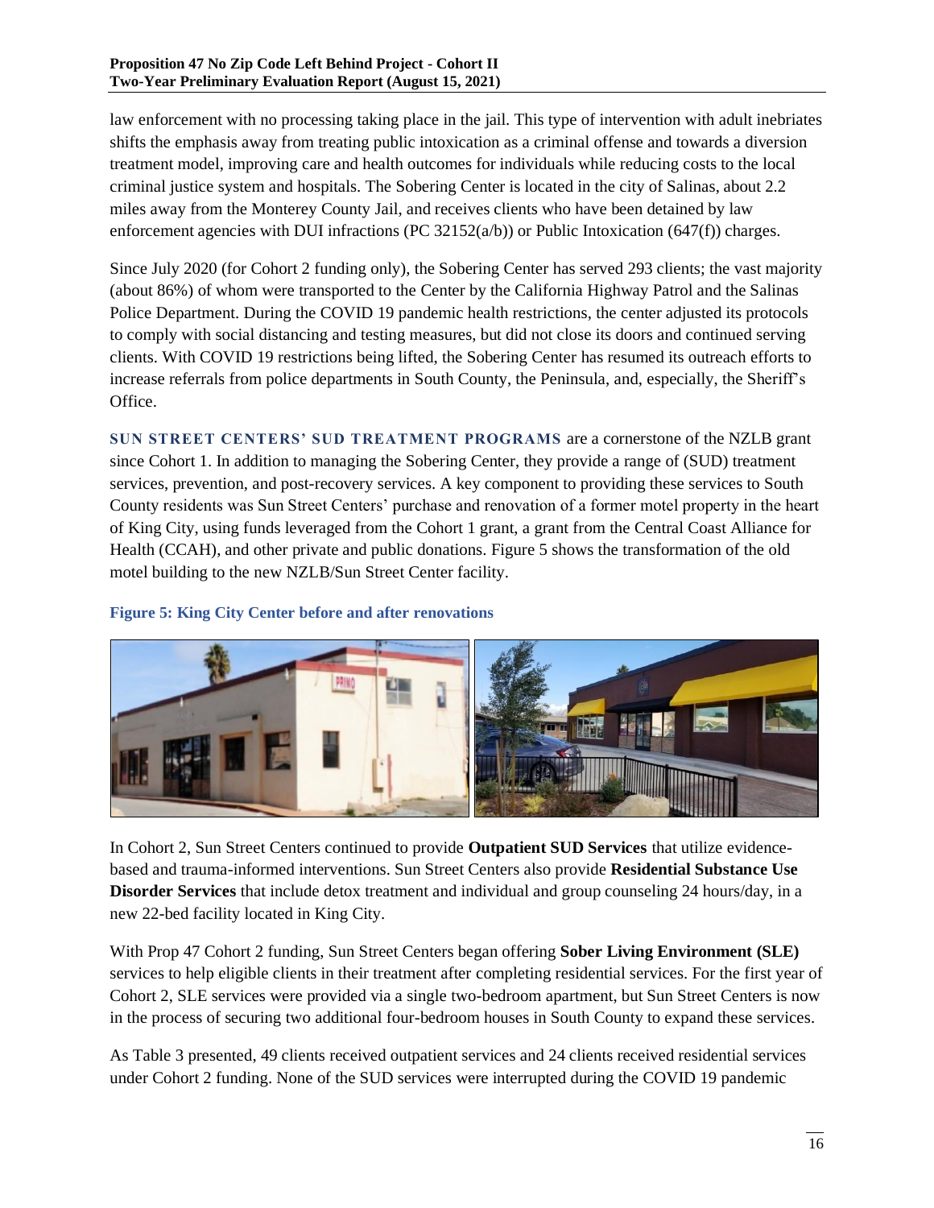law enforcement with no processing taking place in the jail. This type of intervention with adult inebriates shifts the emphasis away from treating public intoxication as a criminal offense and towards a diversion treatment model, improving care and health outcomes for individuals while reducing costs to the local criminal justice system and hospitals. The Sobering Center is located in the city of Salinas, about 2.2 miles away from the Monterey County Jail, and receives clients who have been detained by law enforcement agencies with DUI infractions (PC 32152(a/b)) or Public Intoxication (647(f)) charges.

Since July 2020 (for Cohort 2 funding only), the Sobering Center has served 293 clients; the vast majority (about 86%) of whom were transported to the Center by the California Highway Patrol and the Salinas Police Department. During the COVID 19 pandemic health restrictions, the center adjusted its protocols to comply with social distancing and testing measures, but did not close its doors and continued serving clients. With COVID 19 restrictions being lifted, the Sobering Center has resumed its outreach efforts to increase referrals from police departments in South County, the Peninsula, and, especially, the Sheriff's Office.

**SUN STREET CENTERS' SUD TREATMENT PROGRAMS** are a cornerstone of the NZLB grant since Cohort 1. In addition to managing the Sobering Center, they provide a range of (SUD) treatment services, prevention, and post-recovery services. A key component to providing these services to South County residents was Sun Street Centers' purchase and renovation of a former motel property in the heart of King City, using funds leveraged from the Cohort 1 grant, a grant from the Central Coast Alliance for Health (CCAH), and other private and public donations. Figure 5 shows the transformation of the old motel building to the new NZLB/Sun Street Center facility.

**Figure 5: King City Center before and after renovations**

In Cohort 2, Sun Street Centers continued to provide **Outpatient SUD Services** that utilize evidence-based and trauma-informed interventions. Sun Street Centers also provide **Residential Substance Use Disorder Services** that include detox treatment and individual and group counseling 24 hours/day, in a new 22-bed facility located in King City.

With Prop 47 Cohort 2 funding, Sun Street Centers began offering **Sober Living Environment (SLE)** services to help eligible clients in their treatment after completing residential services. For the first year of Cohort 2, SLE services were provided via a single two-bedroom apartment, but Sun Street Centers is now in the process of securing two additional four-bedroom houses in South County to expand these services.

As Table 3 presented, 49 clients received outpatient services and 24 clients received residential services under Cohort 2 funding. None of the SUD services were interrupted during the COVID 19 pandemic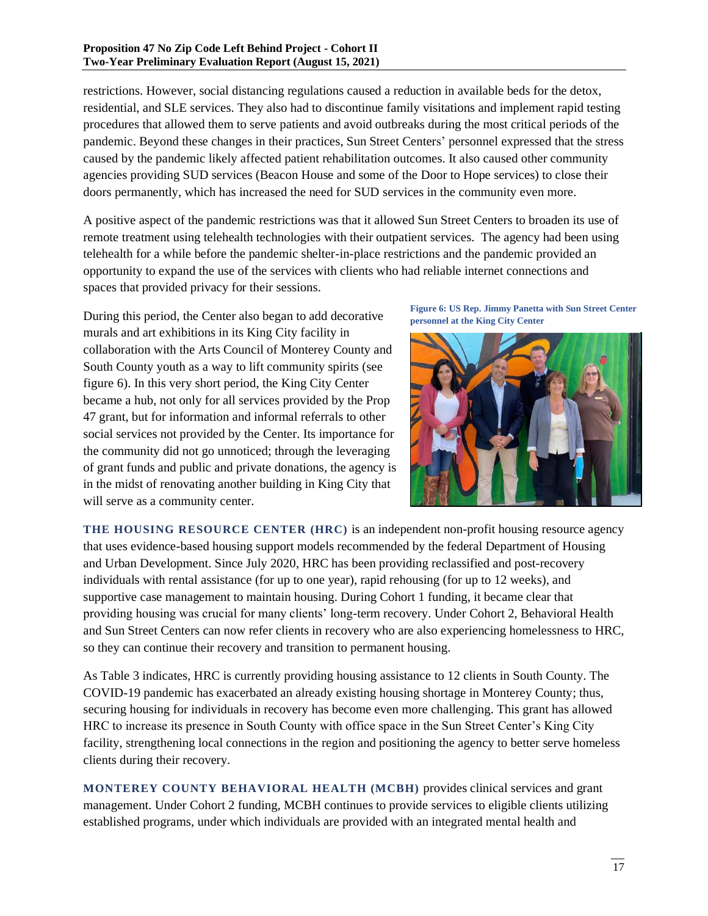restrictions. However, social distancing regulations caused a reduction in available beds for the detox, residential, and SLE services. They also had to discontinue family visitations and implement rapid testing procedures that allowed them to serve patients and avoid outbreaks during the most critical periods of the pandemic. Beyond these changes in their practices, Sun Street Centers' personnel expressed that the stress caused by the pandemic likely affected patient rehabilitation outcomes. It also caused other community agencies providing SUD services (Beacon House and some of the Door to Hope services) to close their doors permanently, which has increased the need for SUD services in the community even more.

A positive aspect of the pandemic restrictions was that it allowed Sun Street Centers to broaden its use of remote treatment using telehealth technologies with their outpatient services. The agency had been using telehealth for a while before the pandemic shelter-in-place restrictions and the pandemic provided an opportunity to expand the use of the services with clients who had reliable internet connections and spaces that provided privacy for their sessions.

During this period, the Center also began to add decorative murals and art exhibitions in its King City facility in collaboration with the Arts Council of Monterey County and South County youth as a way to lift community spirits (see figure 6). In this very short period, the King City Center became a hub, not only for all services provided by the Prop 47 grant, but for information and informal referrals to other social services not provided by the Center. Its importance for the community did not go unnoticed; through the leveraging of grant funds and public and private donations, the agency is in the midst of renovating another building in King City that will serve as a community center.

**Figure 6: US Rep. Jimmy Panetta with Sun Street Center personnel at the King City Center**

**THE HOUSING RESOURCE CENTER (HRC)** is an independent non-profit housing resource agency that uses evidence-based housing support models recommended by the federal Department of Housing and Urban Development. Since July 2020, HRC has been providing reclassified and post-recovery individuals with rental assistance (for up to one year), rapid rehousing (for up to 12 weeks), and supportive case management to maintain housing. During Cohort 1 funding, it became clear that providing housing was crucial for many clients' long-term recovery. Under Cohort 2, Behavioral Health and Sun Street Centers can now refer clients in recovery who are also experiencing homelessness to HRC, so they can continue their recovery and transition to permanent housing.

As Table 3 indicates, HRC is currently providing housing assistance to 12 clients in South County. The COVID-19 pandemic has exacerbated an already existing housing shortage in Monterey County; thus, securing housing for individuals in recovery has become even more challenging. This grant has allowed HRC to increase its presence in South County with office space in the Sun Street Center's King City facility, strengthening local connections in the region and positioning the agency to better serve homeless clients during their recovery.

**MONTEREY COUNTY BEHAVIORAL HEALTH (MCBH)** provides clinical services and grant management. Under Cohort 2 funding, MCBH continues to provide services to eligible clients utilizing established programs, under which individuals are provided with an integrated mental health and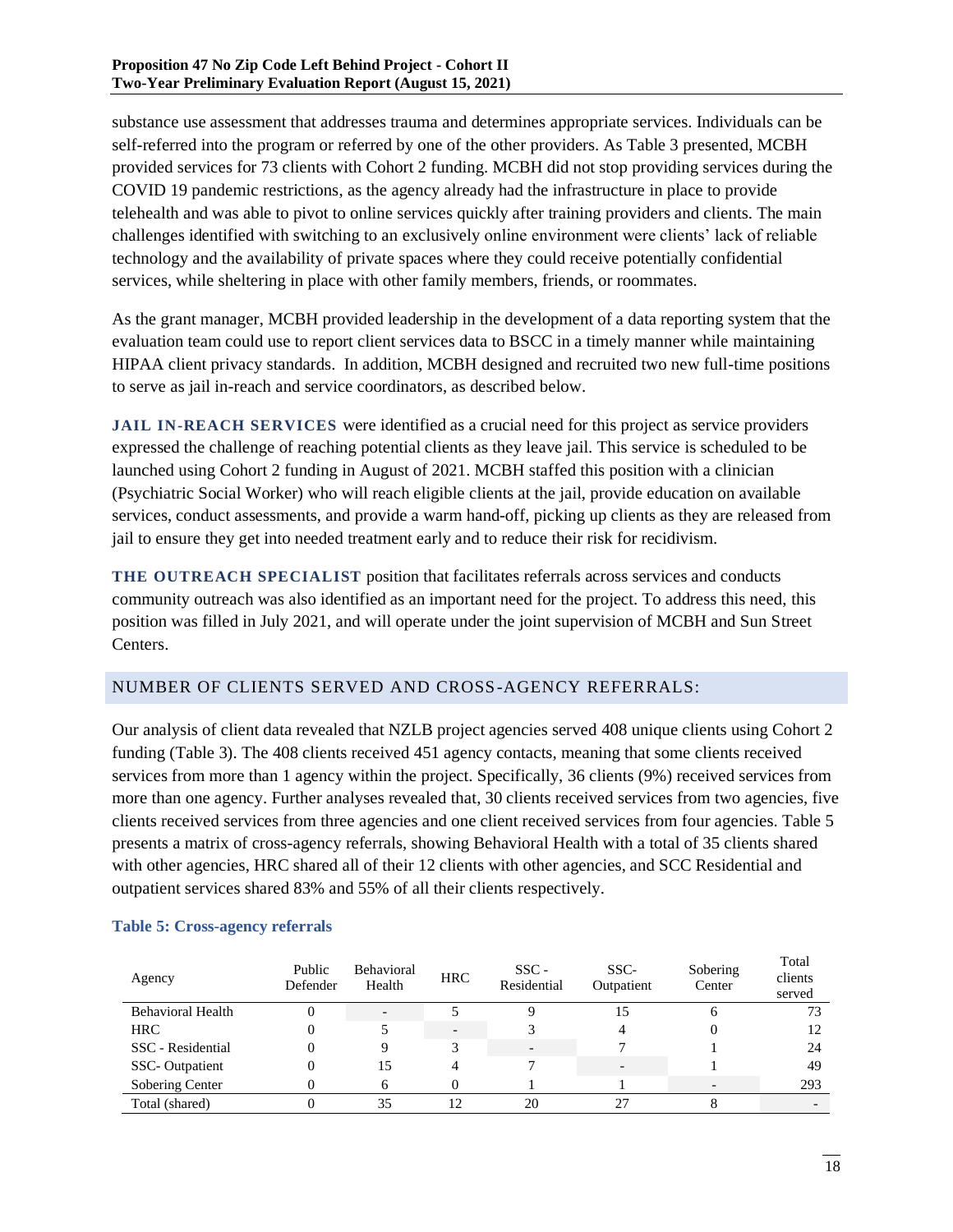substance use assessment that addresses trauma and determines appropriate services. Individuals can be self-referred into the program or referred by one of the other providers. As Table 3 presented, MCBH provided services for 73 clients with Cohort 2 funding. MCBH did not stop providing services during the COVID 19 pandemic restrictions, as the agency already had the infrastructure in place to provide telehealth and was able to pivot to online services quickly after training providers and clients. The main challenges identified with switching to an exclusively online environment were clients' lack of reliable technology and the availability of private spaces where they could receive potentially confidential services, while sheltering in place with other family members, friends, or roommates.

As the grant manager, MCBH provided leadership in the development of a data reporting system that the evaluation team could use to report client services data to BSCC in a timely manner while maintaining HIPAA client privacy standards. In addition, MCBH designed and recruited two new full-time positions to serve as jail in-reach and service coordinators, as described below.

**JAIL IN-REACH SERVICES** were identified as a crucial need for this project as service providers expressed the challenge of reaching potential clients as they leave jail. This service is scheduled to be launched using Cohort 2 funding in August of 2021. MCBH staffed this position with a clinician (Psychiatric Social Worker) who will reach eligible clients at the jail, provide education on available services, conduct assessments, and provide a warm hand-off, picking up clients as they are released from jail to ensure they get into needed treatment early and to reduce their risk for recidivism.

**THE OUTREACH SPECIALIST** position that facilitates referrals across services and conducts community outreach was also identified as an important need for the project. To address this need, this position was filled in July 2021, and will operate under the joint supervision of MCBH and Sun Street Centers.

## NUMBER OF CLIENTS SERVED AND CROSS-AGENCY REFERRALS:

Our analysis of client data revealed that NZLB project agencies served 408 unique clients using Cohort 2 funding (Table 3). The 408 clients received 451 agency contacts, meaning that some clients received services from more than 1 agency within the project. Specifically, 36 clients (9%) received services from more than one agency. Further analyses revealed that, 30 clients received services from two agencies, five clients received services from three agencies and one client received services from four agencies. Table 5 presents a matrix of cross-agency referrals, showing Behavioral Health with a total of 35 clients shared with other agencies, HRC shared all of their 12 clients with other agencies, and SCC Residential and outpatient services shared 83% and 55% of all their clients respectively.

**Table 5: Cross-agency referrals**

| Agency | Public Defender | Behavioral Health | HRC | SSC - Residential | SSC- Outpatient | Sobering Center | Total clients served |
|---|---|---|---|---|---|---|---|
| Behavioral Health | 0 | - | 5 | 9 | 15 | 6 | 73 |
| HRC | 0 | 5 | - | 3 | 4 | 0 | 12 |
| SSC - Residential | 0 | 9 | 3 | - | 7 | 1 | 24 |
| SSC- Outpatient | 0 | 15 | 4 | 7 | - | 1 | 49 |
| Sobering Center | 0 | 6 | 0 | 1 | 1 | - | 293 |
| Total (shared) | 0 | 35 | 12 | 20 | 27 | 8 | - |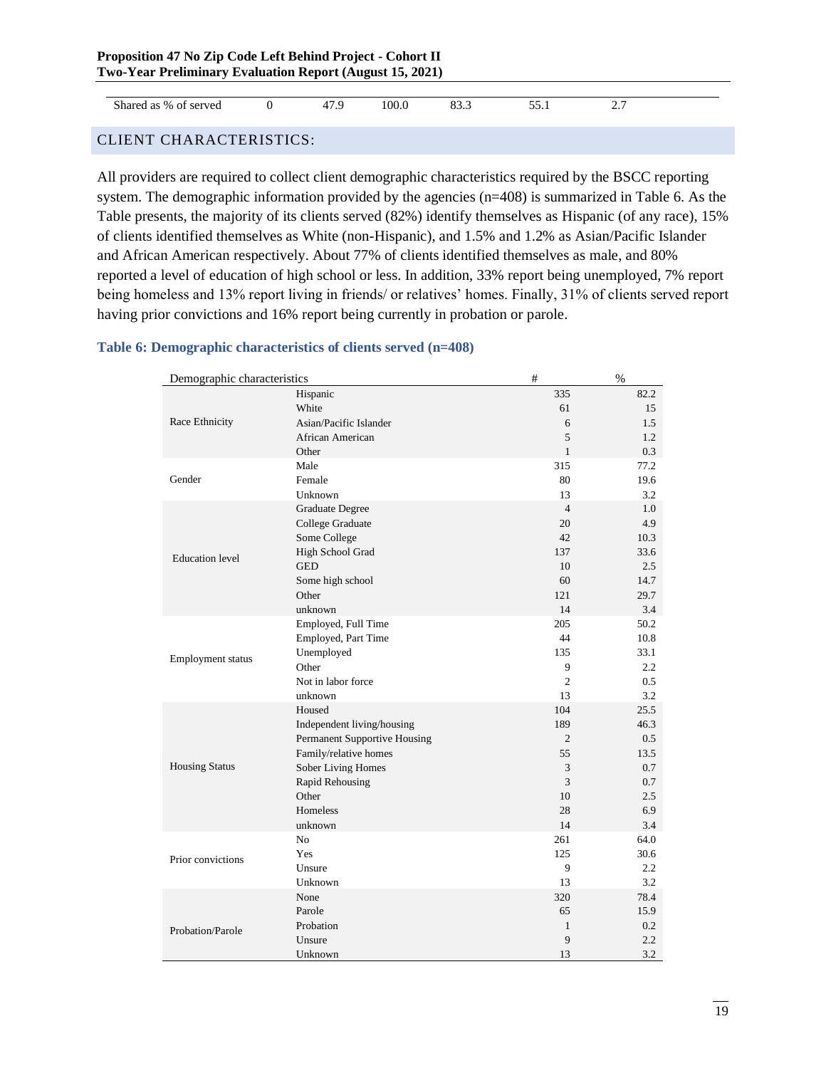| Shared as % of served | 0 | 47.9 | 100.0 | 83.3 | 55.1 | 2.7 |
|---|---|---|---|---|---|---|

## CLIENT CHARACTERISTICS:

All providers are required to collect client demographic characteristics required by the BSCC reporting system. The demographic information provided by the agencies (n=408) is summarized in Table 6. As the Table presents, the majority of its clients served (82%) identify themselves as Hispanic (of any race), 15% of clients identified themselves as White (non-Hispanic), and 1.5% and 1.2% as Asian/Pacific Islander and African American respectively. About 77% of clients identified themselves as male, and 80% reported a level of education of high school or less. In addition, 33% report being unemployed, 7% report being homeless and 13% report living in friends/ or relatives' homes. Finally, 31% of clients served report having prior convictions and 16% report being currently in probation or parole.

**Table 6: Demographic characteristics of clients served (n=408)**

| Demographic characteristics | | # | % |
|---|---|---|---|
| Race Ethnicity | Hispanic | 335 | 82.2 |
| | White | 61 | 15 |
| | Asian/Pacific Islander | 6 | 1.5 |
| | African American | 5 | 1.2 |
| | Other | 1 | 0.3 |
| Gender | Male | 315 | 77.2 |
| | Female | 80 | 19.6 |
| | Unknown | 13 | 3.2 |
| Education level | Graduate Degree | 4 | 1.0 |
| | College Graduate | 20 | 4.9 |
| | Some College | 42 | 10.3 |
| | High School Grad | 137 | 33.6 |
| | GED | 10 | 2.5 |
| | Some high school | 60 | 14.7 |
| | Other | 121 | 29.7 |
| | unknown | 14 | 3.4 |
| Employment status | Employed, Full Time | 205 | 50.2 |
| | Employed, Part Time | 44 | 10.8 |
| | Unemployed | 135 | 33.1 |
| | Other | 9 | 2.2 |
| | Not in labor force | 2 | 0.5 |
| | unknown | 13 | 3.2 |
| Housing Status | Housed | 104 | 25.5 |
| | Independent living/housing | 189 | 46.3 |
| | Permanent Supportive Housing | 2 | 0.5 |
| | Family/relative homes | 55 | 13.5 |
| | Sober Living Homes | 3 | 0.7 |
| | Rapid Rehousing | 3 | 0.7 |
| | Other | 10 | 2.5 |
| | Homeless | 28 | 6.9 |
| | unknown | 14 | 3.4 |
| Prior convictions | No | 261 | 64.0 |
| | Yes | 125 | 30.6 |
| | Unsure | 9 | 2.2 |
| | Unknown | 13 | 3.2 |
| Probation/Parole | None | 320 | 78.4 |
| | Parole | 65 | 15.9 |
| | Probation | 1 | 0.2 |
| | Unsure | 9 | 2.2 |
| | Unknown | 13 | 3.2 |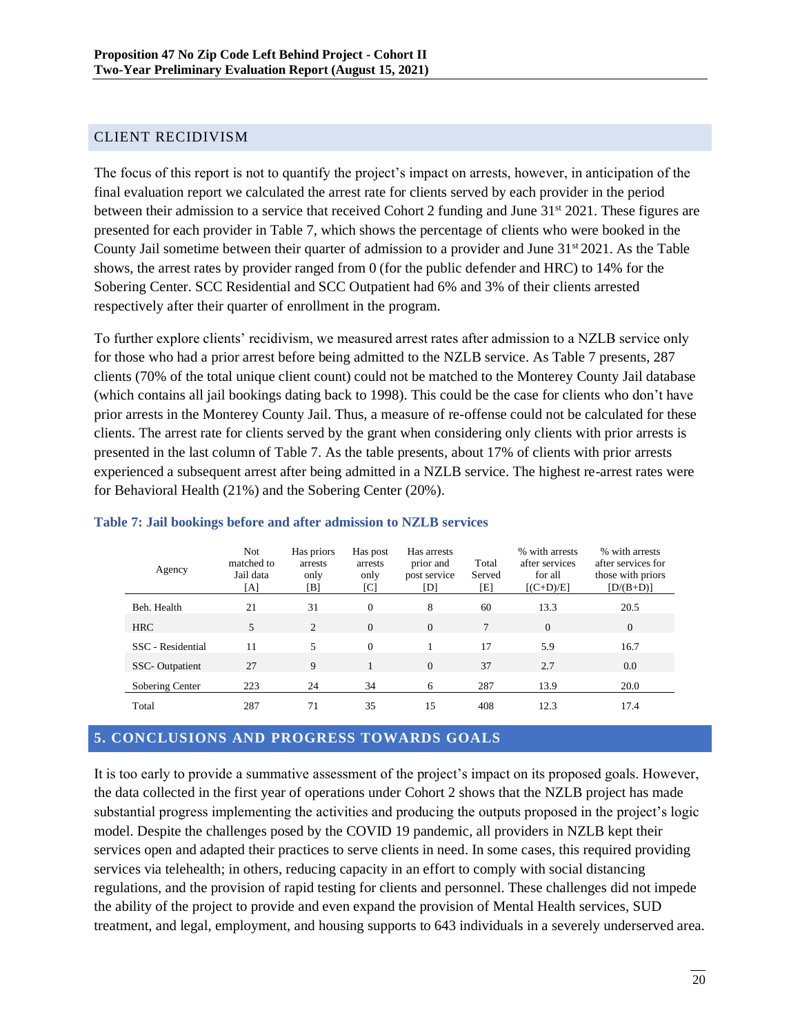## CLIENT RECIDIVISM

The focus of this report is not to quantify the project's impact on arrests, however, in anticipation of the final evaluation report we calculated the arrest rate for clients served by each provider in the period between their admission to a service that received Cohort 2 funding and June 31st 2021. These figures are presented for each provider in Table 7, which shows the percentage of clients who were booked in the County Jail sometime between their quarter of admission to a provider and June 31st 2021. As the Table shows, the arrest rates by provider ranged from 0 (for the public defender and HRC) to 14% for the Sobering Center. SCC Residential and SCC Outpatient had 6% and 3% of their clients arrested respectively after their quarter of enrollment in the program.

To further explore clients' recidivism, we measured arrest rates after admission to a NZLB service only for those who had a prior arrest before being admitted to the NZLB service. As Table 7 presents, 287 clients (70% of the total unique client count) could not be matched to the Monterey County Jail database (which contains all jail bookings dating back to 1998). This could be the case for clients who don't have prior arrests in the Monterey County Jail. Thus, a measure of re-offense could not be calculated for these clients. The arrest rate for clients served by the grant when considering only clients with prior arrests is presented in the last column of Table 7. As the table presents, about 17% of clients with prior arrests experienced a subsequent arrest after being admitted in a NZLB service. The highest re-arrest rates were for Behavioral Health (21%) and the Sobering Center (20%).

**Table 7: Jail bookings before and after admission to NZLB services**

| Agency | Not matched to Jail data [A] | Has priors arrests only [B] | Has post arrests only [C] | Has arrests prior and post service [D] | Total Served [E] | % with arrests after services for all [(C+D)/E] | % with arrests after services for those with priors [D/(B+D)] |
|---|---|---|---|---|---|---|---|
| Beh. Health | 21 | 31 | 0 | 8 | 60 | 13.3 | 20.5 |
| HRC | 5 | 2 | 0 | 0 | 7 | 0 | 0 |
| SSC - Residential | 11 | 5 | 0 | 1 | 17 | 5.9 | 16.7 |
| SSC- Outpatient | 27 | 9 | 1 | 0 | 37 | 2.7 | 0.0 |
| Sobering Center | 223 | 24 | 34 | 6 | 287 | 13.9 | 20.0 |
| Total | 287 | 71 | 35 | 15 | 408 | 12.3 | 17.4 |

## 5. CONCLUSIONS AND PROGRESS TOWARDS GOALS

It is too early to provide a summative assessment of the project's impact on its proposed goals. However, the data collected in the first year of operations under Cohort 2 shows that the NZLB project has made substantial progress implementing the activities and producing the outputs proposed in the project's logic model. Despite the challenges posed by the COVID 19 pandemic, all providers in NZLB kept their services open and adapted their practices to serve clients in need. In some cases, this required providing services via telehealth; in others, reducing capacity in an effort to comply with social distancing regulations, and the provision of rapid testing for clients and personnel. These challenges did not impede the ability of the project to provide and even expand the provision of Mental Health services, SUD treatment, and legal, employment, and housing supports to 643 individuals in a severely underserved area.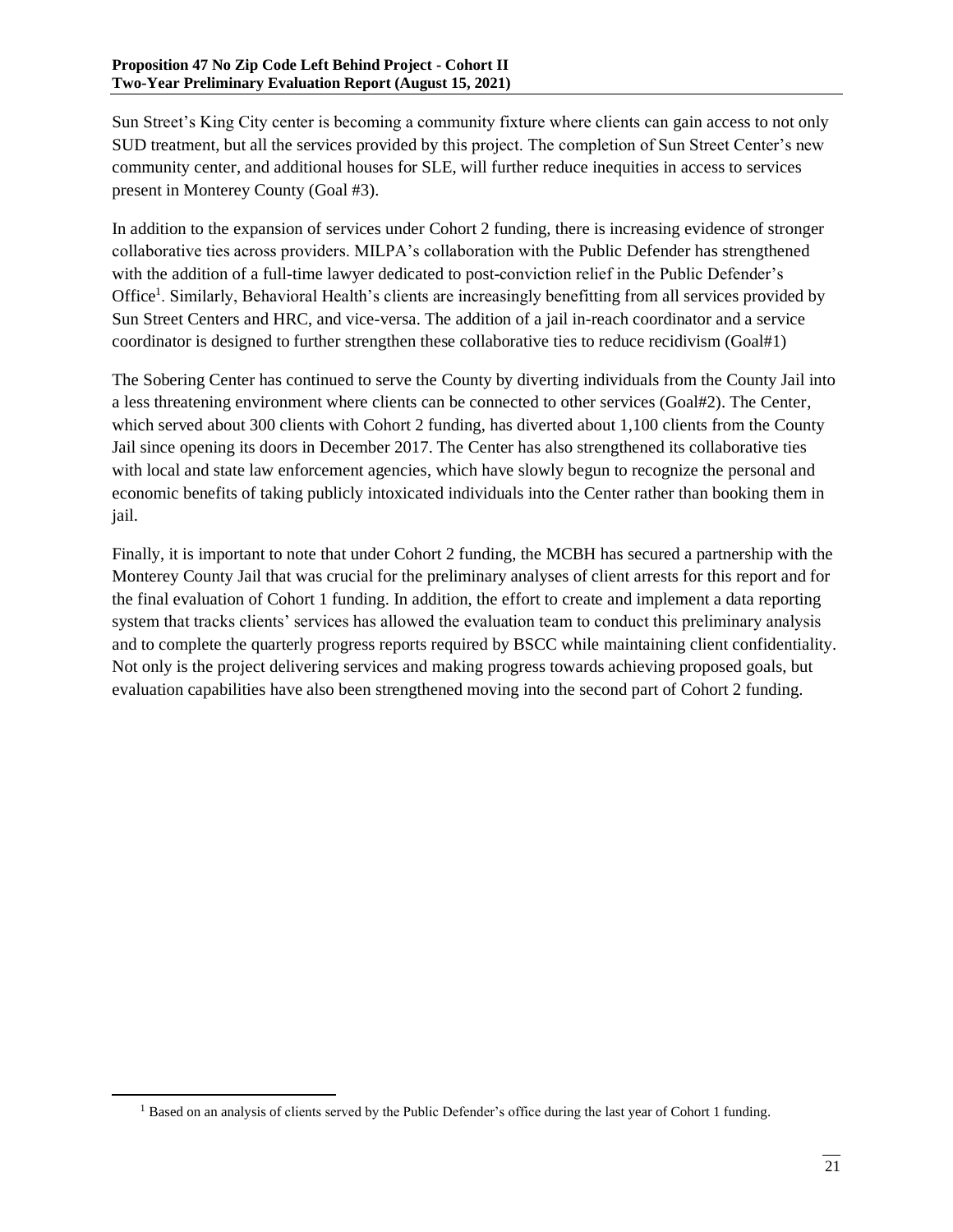Sun Street's King City center is becoming a community fixture where clients can gain access to not only SUD treatment, but all the services provided by this project. The completion of Sun Street Center's new community center, and additional houses for SLE, will further reduce inequities in access to services present in Monterey County (Goal #3).

In addition to the expansion of services under Cohort 2 funding, there is increasing evidence of stronger collaborative ties across providers. MILPA's collaboration with the Public Defender has strengthened with the addition of a full-time lawyer dedicated to post-conviction relief in the Public Defender's Office[1]. Similarly, Behavioral Health's clients are increasingly benefitting from all services provided by Sun Street Centers and HRC, and vice-versa. The addition of a jail in-reach coordinator and a service coordinator is designed to further strengthen these collaborative ties to reduce recidivism (Goal#1)

The Sobering Center has continued to serve the County by diverting individuals from the County Jail into a less threatening environment where clients can be connected to other services (Goal#2). The Center, which served about 300 clients with Cohort 2 funding, has diverted about 1,100 clients from the County Jail since opening its doors in December 2017. The Center has also strengthened its collaborative ties with local and state law enforcement agencies, which have slowly begun to recognize the personal and economic benefits of taking publicly intoxicated individuals into the Center rather than booking them in jail.

Finally, it is important to note that under Cohort 2 funding, the MCBH has secured a partnership with the Monterey County Jail that was crucial for the preliminary analyses of client arrests for this report and for the final evaluation of Cohort 1 funding. In addition, the effort to create and implement a data reporting system that tracks clients' services has allowed the evaluation team to conduct this preliminary analysis and to complete the quarterly progress reports required by BSCC while maintaining client confidentiality. Not only is the project delivering services and making progress towards achieving proposed goals, but evaluation capabilities have also been strengthened moving into the second part of Cohort 2 funding.

[1] Based on an analysis of clients served by the Public Defender's office during the last year of Cohort 1 funding.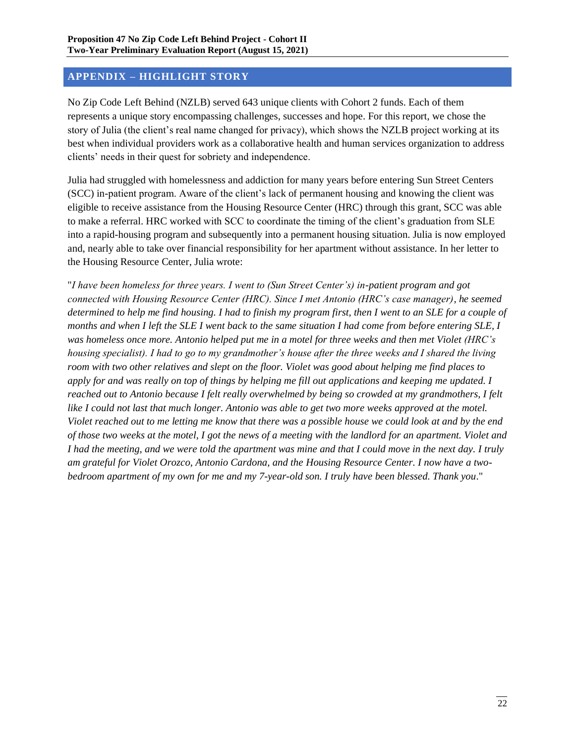## APPENDIX – HIGHLIGHT STORY

No Zip Code Left Behind (NZLB) served 643 unique clients with Cohort 2 funds. Each of them represents a unique story encompassing challenges, successes and hope. For this report, we chose the story of Julia (the client's real name changed for privacy), which shows the NZLB project working at its best when individual providers work as a collaborative health and human services organization to address clients' needs in their quest for sobriety and independence.

Julia had struggled with homelessness and addiction for many years before entering Sun Street Centers (SCC) in-patient program. Aware of the client's lack of permanent housing and knowing the client was eligible to receive assistance from the Housing Resource Center (HRC) through this grant, SCC was able to make a referral. HRC worked with SCC to coordinate the timing of the client's graduation from SLE into a rapid-housing program and subsequently into a permanent housing situation. Julia is now employed and, nearly able to take over financial responsibility for her apartment without assistance. In her letter to the Housing Resource Center, Julia wrote:

"*I have been homeless for three years. I went to (Sun Street Center's) in-patient program and got connected with Housing Resource Center (HRC). Since I met Antonio (HRC's case manager), he seemed determined to help me find housing. I had to finish my program first, then I went to an SLE for a couple of months and when I left the SLE I went back to the same situation I had come from before entering SLE, I was homeless once more. Antonio helped put me in a motel for three weeks and then met Violet (HRC's housing specialist). I had to go to my grandmother's house after the three weeks and I shared the living room with two other relatives and slept on the floor. Violet was good about helping me find places to apply for and was really on top of things by helping me fill out applications and keeping me updated. I reached out to Antonio because I felt really overwhelmed by being so crowded at my grandmothers, I felt like I could not last that much longer. Antonio was able to get two more weeks approved at the motel. Violet reached out to me letting me know that there was a possible house we could look at and by the end of those two weeks at the motel, I got the news of a meeting with the landlord for an apartment. Violet and I had the meeting, and we were told the apartment was mine and that I could move in the next day. I truly am grateful for Violet Orozco, Antonio Cardona, and the Housing Resource Center. I now have a two-bedroom apartment of my own for me and my 7-year-old son. I truly have been blessed. Thank you*."